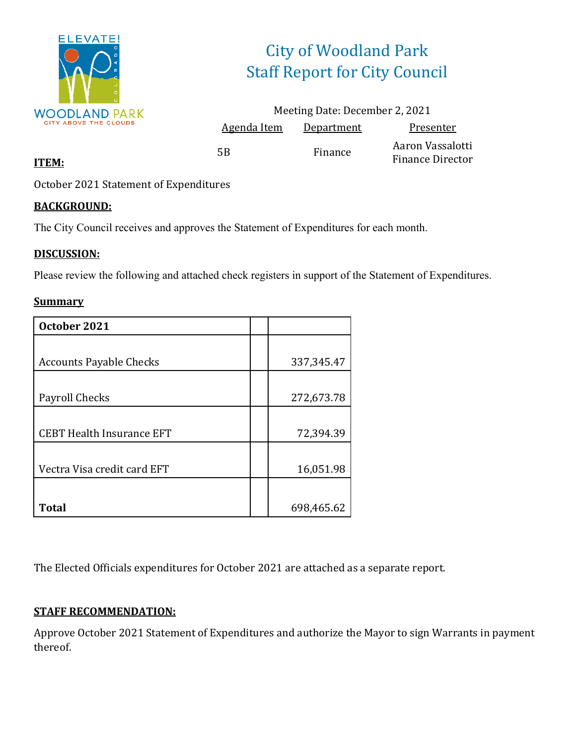# City of Woodland Park
# Staff Report for City Council

Meeting Date: December 2, 2021

| Agenda Item | Department | Presenter |
|---|---|---|
| 5B | Finance | Aaron Vassalotti Finance Director |

**ITEM:**

October 2021 Statement of Expenditures

**BACKGROUND:**

The City Council receives and approves the Statement of Expenditures for each month.

**DISCUSSION:**

Please review the following and attached check registers in support of the Statement of Expenditures.

**Summary**

| **October 2021** | | |
|---|---|---|
| Accounts Payable Checks | | 337,345.47 |
| Payroll Checks | | 272,673.78 |
| CEBT Health Insurance EFT | | 72,394.39 |
| Vectra Visa credit card EFT | | 16,051.98 |
| **Total** | | 698,465.62 |

The Elected Officials expenditures for October 2021 are attached as a separate report.

**STAFF RECOMMENDATION:**

Approve October 2021 Statement of Expenditures and authorize the Mayor to sign Warrants in payment thereof.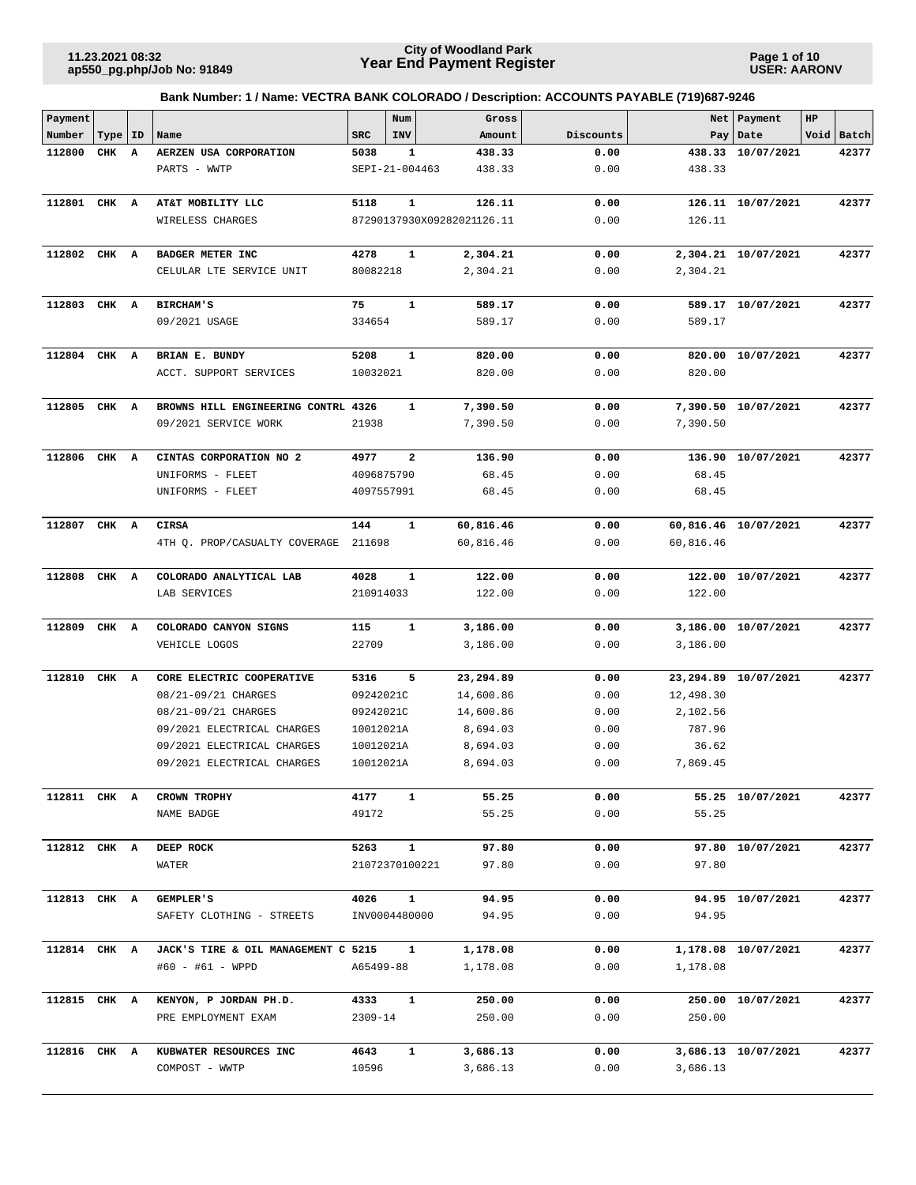**City of Woodland Park**
**Year End Payment Register**

11.23.2021 08:32
ap550_pg.php/Job No: 91849

USER: AARONV

### Bank Number: 1 / Name: VECTRA BANK COLORADO / Description: ACCOUNTS PAYABLE (719)687-9246

| Payment Number | Type | ID | Name | SRC | Num INV | Gross Amount | Discounts | Net Pay | Payment Date | HP Void | Batch |
|---|---|---|---|---|---|---|---|---|---|---|---|
| **112800** | **CHK** | **A** | **AERZEN USA CORPORATION** | **5038** | **1** | **438.33** | **0.00** | **438.33** | **10/07/2021** | | **42377** |
| | | | PARTS - WWTP | SEPI-21-004463 | | 438.33 | 0.00 | 438.33 | | | |
| **112801** | **CHK** | **A** | **AT&T MOBILITY LLC** | **5118** | **1** | **126.11** | **0.00** | **126.11** | **10/07/2021** | | **42377** |
| | | | WIRELESS CHARGES | 87290137930X09282021 | | 126.11 | 0.00 | 126.11 | | | |
| **112802** | **CHK** | **A** | **BADGER METER INC** | **4278** | **1** | **2,304.21** | **0.00** | **2,304.21** | **10/07/2021** | | **42377** |
| | | | CELULAR LTE SERVICE UNIT | 80082218 | | 2,304.21 | 0.00 | 2,304.21 | | | |
| **112803** | **CHK** | **A** | **BIRCHAM'S** | **75** | **1** | **589.17** | **0.00** | **589.17** | **10/07/2021** | | **42377** |
| | | | 09/2021 USAGE | 334654 | | 589.17 | 0.00 | 589.17 | | | |
| **112804** | **CHK** | **A** | **BRIAN E. BUNDY** | **5208** | **1** | **820.00** | **0.00** | **820.00** | **10/07/2021** | | **42377** |
| | | | ACCT. SUPPORT SERVICES | 10032021 | | 820.00 | 0.00 | 820.00 | | | |
| **112805** | **CHK** | **A** | **BROWNS HILL ENGINEERING CONTRL** | **4326** | **1** | **7,390.50** | **0.00** | **7,390.50** | **10/07/2021** | | **42377** |
| | | | 09/2021 SERVICE WORK | 21938 | | 7,390.50 | 0.00 | 7,390.50 | | | |
| **112806** | **CHK** | **A** | **CINTAS CORPORATION NO 2** | **4977** | **2** | **136.90** | **0.00** | **136.90** | **10/07/2021** | | **42377** |
| | | | UNIFORMS - FLEET | 4096875790 | | 68.45 | 0.00 | 68.45 | | | |
| | | | UNIFORMS - FLEET | 4097557991 | | 68.45 | 0.00 | 68.45 | | | |
| **112807** | **CHK** | **A** | **CIRSA** | **144** | **1** | **60,816.46** | **0.00** | **60,816.46** | **10/07/2021** | | **42377** |
| | | | 4TH Q. PROP/CASUALTY COVERAGE | 211698 | | 60,816.46 | 0.00 | 60,816.46 | | | |
| **112808** | **CHK** | **A** | **COLORADO ANALYTICAL LAB** | **4028** | **1** | **122.00** | **0.00** | **122.00** | **10/07/2021** | | **42377** |
| | | | LAB SERVICES | 210914033 | | 122.00 | 0.00 | 122.00 | | | |
| **112809** | **CHK** | **A** | **COLORADO CANYON SIGNS** | **115** | **1** | **3,186.00** | **0.00** | **3,186.00** | **10/07/2021** | | **42377** |
| | | | VEHICLE LOGOS | 22709 | | 3,186.00 | 0.00 | 3,186.00 | | | |
| **112810** | **CHK** | **A** | **CORE ELECTRIC COOPERATIVE** | **5316** | **5** | **23,294.89** | **0.00** | **23,294.89** | **10/07/2021** | | **42377** |
| | | | 08/21-09/21 CHARGES | 09242021C | | 14,600.86 | 0.00 | 12,498.30 | | | |
| | | | 08/21-09/21 CHARGES | 09242021C | | 14,600.86 | 0.00 | 2,102.56 | | | |
| | | | 09/2021 ELECTRICAL CHARGES | 10012021A | | 8,694.03 | 0.00 | 787.96 | | | |
| | | | 09/2021 ELECTRICAL CHARGES | 10012021A | | 8,694.03 | 0.00 | 36.62 | | | |
| | | | 09/2021 ELECTRICAL CHARGES | 10012021A | | 8,694.03 | 0.00 | 7,869.45 | | | |
| **112811** | **CHK** | **A** | **CROWN TROPHY** | **4177** | **1** | **55.25** | **0.00** | **55.25** | **10/07/2021** | | **42377** |
| | | | NAME BADGE | 49172 | | 55.25 | 0.00 | 55.25 | | | |
| **112812** | **CHK** | **A** | **DEEP ROCK** | **5263** | **1** | **97.80** | **0.00** | **97.80** | **10/07/2021** | | **42377** |
| | | | WATER | 21072370100221 | | 97.80 | 0.00 | 97.80 | | | |
| **112813** | **CHK** | **A** | **GEMPLER'S** | **4026** | **1** | **94.95** | **0.00** | **94.95** | **10/07/2021** | | **42377** |
| | | | SAFETY CLOTHING - STREETS | INV0004480000 | | 94.95 | 0.00 | 94.95 | | | |
| **112814** | **CHK** | **A** | **JACK'S TIRE & OIL MANAGEMENT C** | **5215** | **1** | **1,178.08** | **0.00** | **1,178.08** | **10/07/2021** | | **42377** |
| | | | #60 - #61 - WPPD | A65499-88 | | 1,178.08 | 0.00 | 1,178.08 | | | |
| **112815** | **CHK** | **A** | **KENYON, P JORDAN PH.D.** | **4333** | **1** | **250.00** | **0.00** | **250.00** | **10/07/2021** | | **42377** |
| | | | PRE EMPLOYMENT EXAM | 2309-14 | | 250.00 | 0.00 | 250.00 | | | |
| **112816** | **CHK** | **A** | **KUBWATER RESOURCES INC** | **4643** | **1** | **3,686.13** | **0.00** | **3,686.13** | **10/07/2021** | | **42377** |
| | | | COMPOST - WWTP | 10596 | | 3,686.13 | 0.00 | 3,686.13 | | | |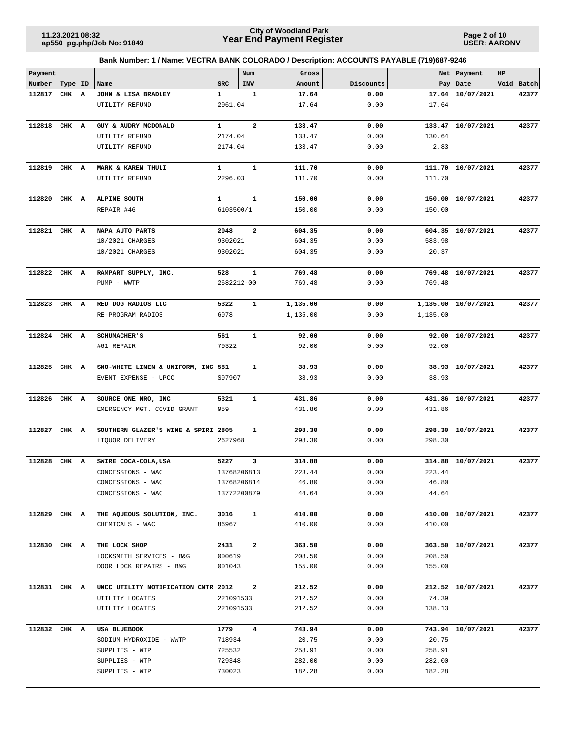**Bank Number: 1 / Name: VECTRA BANK COLORADO / Description: ACCOUNTS PAYABLE (719)687-9246**

| Payment Number | Type | ID | Name | SRC | Num INV | Gross Amount | Discounts | Net Pay | Payment Date | HP Void | Batch |
|---|---|---|---|---|---|---|---|---|---|---|---|
| **112817** | **CHK** | **A** | **JOHN & LISA BRADLEY** | **1** | **1** | **17.64** | **0.00** | **17.64** | **10/07/2021** | | **42377** |
| | | | UTILITY REFUND | 2061.04 | | 17.64 | 0.00 | 17.64 | | | |
| **112818** | **CHK** | **A** | **GUY & AUDRY MCDONALD** | **1** | **2** | **133.47** | **0.00** | **133.47** | **10/07/2021** | | **42377** |
| | | | UTILITY REFUND | 2174.04 | | 133.47 | 0.00 | 130.64 | | | |
| | | | UTILITY REFUND | 2174.04 | | 133.47 | 0.00 | 2.83 | | | |
| **112819** | **CHK** | **A** | **MARK & KAREN THULI** | **1** | **1** | **111.70** | **0.00** | **111.70** | **10/07/2021** | | **42377** |
| | | | UTILITY REFUND | 2296.03 | | 111.70 | 0.00 | 111.70 | | | |
| **112820** | **CHK** | **A** | **ALPINE SOUTH** | **1** | **1** | **150.00** | **0.00** | **150.00** | **10/07/2021** | | **42377** |
| | | | REPAIR #46 | 6103500/1 | | 150.00 | 0.00 | 150.00 | | | |
| **112821** | **CHK** | **A** | **NAPA AUTO PARTS** | **2048** | **2** | **604.35** | **0.00** | **604.35** | **10/07/2021** | | **42377** |
| | | | 10/2021 CHARGES | 9302021 | | 604.35 | 0.00 | 583.98 | | | |
| | | | 10/2021 CHARGES | 9302021 | | 604.35 | 0.00 | 20.37 | | | |
| **112822** | **CHK** | **A** | **RAMPART SUPPLY, INC.** | **528** | **1** | **769.48** | **0.00** | **769.48** | **10/07/2021** | | **42377** |
| | | | PUMP - WWTP | 2682212-00 | | 769.48 | 0.00 | 769.48 | | | |
| **112823** | **CHK** | **A** | **RED DOG RADIOS LLC** | **5322** | **1** | **1,135.00** | **0.00** | **1,135.00** | **10/07/2021** | | **42377** |
| | | | RE-PROGRAM RADIOS | 6978 | | 1,135.00 | 0.00 | 1,135.00 | | | |
| **112824** | **CHK** | **A** | **SCHUMACHER'S** | **561** | **1** | **92.00** | **0.00** | **92.00** | **10/07/2021** | | **42377** |
| | | | #61 REPAIR | 70322 | | 92.00 | 0.00 | 92.00 | | | |
| **112825** | **CHK** | **A** | **SNO-WHITE LINEN & UNIFORM, INC** | **581** | **1** | **38.93** | **0.00** | **38.93** | **10/07/2021** | | **42377** |
| | | | EVENT EXPENSE - UPCC | S97907 | | 38.93 | 0.00 | 38.93 | | | |
| **112826** | **CHK** | **A** | **SOURCE ONE MRO, INC** | **5321** | **1** | **431.86** | **0.00** | **431.86** | **10/07/2021** | | **42377** |
| | | | EMERGENCY MGT. COVID GRANT | 959 | | 431.86 | 0.00 | 431.86 | | | |
| **112827** | **CHK** | **A** | **SOUTHERN GLAZER'S WINE & SPIRI** | **2805** | **1** | **298.30** | **0.00** | **298.30** | **10/07/2021** | | **42377** |
| | | | LIQUOR DELIVERY | 2627968 | | 298.30 | 0.00 | 298.30 | | | |
| **112828** | **CHK** | **A** | **SWIRE COCA-COLA,USA** | **5227** | **3** | **314.88** | **0.00** | **314.88** | **10/07/2021** | | **42377** |
| | | | CONCESSIONS - WAC | 13768206813 | | 223.44 | 0.00 | 223.44 | | | |
| | | | CONCESSIONS - WAC | 13768206814 | | 46.80 | 0.00 | 46.80 | | | |
| | | | CONCESSIONS - WAC | 13772200879 | | 44.64 | 0.00 | 44.64 | | | |
| **112829** | **CHK** | **A** | **THE AQUEOUS SOLUTION, INC.** | **3016** | **1** | **410.00** | **0.00** | **410.00** | **10/07/2021** | | **42377** |
| | | | CHEMICALS - WAC | 86967 | | 410.00 | 0.00 | 410.00 | | | |
| **112830** | **CHK** | **A** | **THE LOCK SHOP** | **2431** | **2** | **363.50** | **0.00** | **363.50** | **10/07/2021** | | **42377** |
| | | | LOCKSMITH SERVICES - B&G | 000619 | | 208.50 | 0.00 | 208.50 | | | |
| | | | DOOR LOCK REPAIRS - B&G | 001043 | | 155.00 | 0.00 | 155.00 | | | |
| **112831** | **CHK** | **A** | **UNCC UTILITY NOTIFICATION CNTR** | **2012** | **2** | **212.52** | **0.00** | **212.52** | **10/07/2021** | | **42377** |
| | | | UTILITY LOCATES | 221091533 | | 212.52 | 0.00 | 74.39 | | | |
| | | | UTILITY LOCATES | 221091533 | | 212.52 | 0.00 | 138.13 | | | |
| **112832** | **CHK** | **A** | **USA BLUEBOOK** | **1779** | **4** | **743.94** | **0.00** | **743.94** | **10/07/2021** | | **42377** |
| | | | SODIUM HYDROXIDE - WWTP | 718934 | | 20.75 | 0.00 | 20.75 | | | |
| | | | SUPPLIES - WTP | 725532 | | 258.91 | 0.00 | 258.91 | | | |
| | | | SUPPLIES - WTP | 729348 | | 282.00 | 0.00 | 282.00 | | | |
| | | | SUPPLIES - WTP | 730023 | | 182.28 | 0.00 | 182.28 | | | |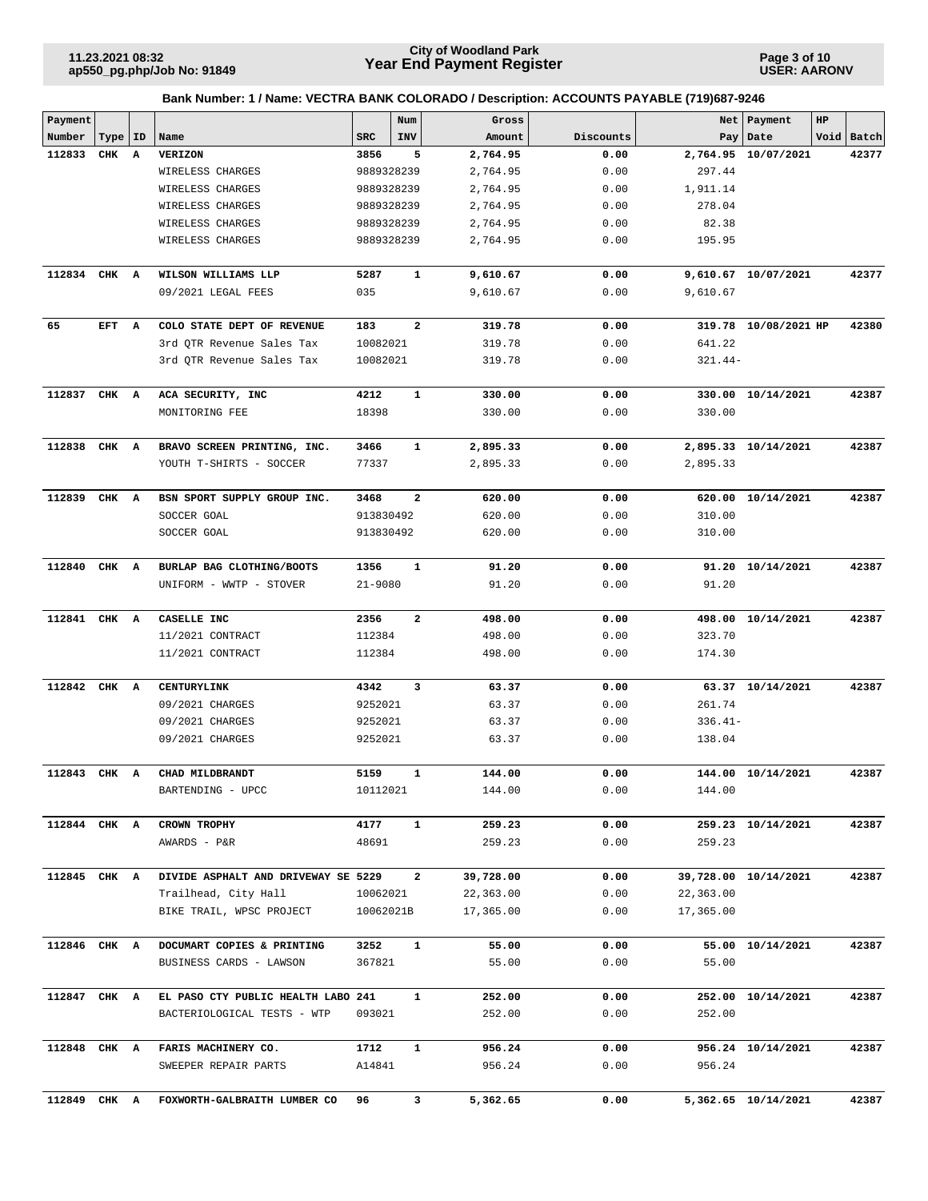**City of Woodland Park**
**Year End Payment Register**

11.23.2021 08:32
ap550_pg.php/Job No: 91849

USER: AARONV

**Bank Number: 1 / Name: VECTRA BANK COLORADO / Description: ACCOUNTS PAYABLE (719)687-9246**

| Payment Number | Type | ID | Name | SRC | Num INV | Gross Amount | Discounts | Net Pay | Payment Date | HP | Void | Batch |
|---|---|---|---|---|---|---|---|---|---|---|---|---|
| **112833** | **CHK** | **A** | **VERIZON** | **3856** | **5** | **2,764.95** | **0.00** | **2,764.95** | **10/07/2021** | | | **42377** |
| | | | WIRELESS CHARGES | 9889328239 | | 2,764.95 | 0.00 | 297.44 | | | | |
| | | | WIRELESS CHARGES | 9889328239 | | 2,764.95 | 0.00 | 1,911.14 | | | | |
| | | | WIRELESS CHARGES | 9889328239 | | 2,764.95 | 0.00 | 278.04 | | | | |
| | | | WIRELESS CHARGES | 9889328239 | | 2,764.95 | 0.00 | 82.38 | | | | |
| | | | WIRELESS CHARGES | 9889328239 | | 2,764.95 | 0.00 | 195.95 | | | | |
| **112834** | **CHK** | **A** | **WILSON WILLIAMS LLP** | **5287** | **1** | **9,610.67** | **0.00** | **9,610.67** | **10/07/2021** | | | **42377** |
| | | | 09/2021 LEGAL FEES | 035 | | 9,610.67 | 0.00 | 9,610.67 | | | | |
| **65** | **EFT** | **A** | **COLO STATE DEPT OF REVENUE** | **183** | **2** | **319.78** | **0.00** | **319.78** | **10/08/2021** | **HP** | | **42380** |
| | | | 3rd QTR Revenue Sales Tax | 10082021 | | 319.78 | 0.00 | 641.22 | | | | |
| | | | 3rd QTR Revenue Sales Tax | 10082021 | | 319.78 | 0.00 | 321.44- | | | | |
| **112837** | **CHK** | **A** | **ACA SECURITY, INC** | **4212** | **1** | **330.00** | **0.00** | **330.00** | **10/14/2021** | | | **42387** |
| | | | MONITORING FEE | 18398 | | 330.00 | 0.00 | 330.00 | | | | |
| **112838** | **CHK** | **A** | **BRAVO SCREEN PRINTING, INC.** | **3466** | **1** | **2,895.33** | **0.00** | **2,895.33** | **10/14/2021** | | | **42387** |
| | | | YOUTH T-SHIRTS - SOCCER | 77337 | | 2,895.33 | 0.00 | 2,895.33 | | | | |
| **112839** | **CHK** | **A** | **BSN SPORT SUPPLY GROUP INC.** | **3468** | **2** | **620.00** | **0.00** | **620.00** | **10/14/2021** | | | **42387** |
| | | | SOCCER GOAL | 913830492 | | 620.00 | 0.00 | 310.00 | | | | |
| | | | SOCCER GOAL | 913830492 | | 620.00 | 0.00 | 310.00 | | | | |
| **112840** | **CHK** | **A** | **BURLAP BAG CLOTHING/BOOTS** | **1356** | **1** | **91.20** | **0.00** | **91.20** | **10/14/2021** | | | **42387** |
| | | | UNIFORM - WWTP - STOVER | 21-9080 | | 91.20 | 0.00 | 91.20 | | | | |
| **112841** | **CHK** | **A** | **CASELLE INC** | **2356** | **2** | **498.00** | **0.00** | **498.00** | **10/14/2021** | | | **42387** |
| | | | 11/2021 CONTRACT | 112384 | | 498.00 | 0.00 | 323.70 | | | | |
| | | | 11/2021 CONTRACT | 112384 | | 498.00 | 0.00 | 174.30 | | | | |
| **112842** | **CHK** | **A** | **CENTURYLINK** | **4342** | **3** | **63.37** | **0.00** | **63.37** | **10/14/2021** | | | **42387** |
| | | | 09/2021 CHARGES | 9252021 | | 63.37 | 0.00 | 261.74 | | | | |
| | | | 09/2021 CHARGES | 9252021 | | 63.37 | 0.00 | 336.41- | | | | |
| | | | 09/2021 CHARGES | 9252021 | | 63.37 | 0.00 | 138.04 | | | | |
| **112843** | **CHK** | **A** | **CHAD MILDBRANDT** | **5159** | **1** | **144.00** | **0.00** | **144.00** | **10/14/2021** | | | **42387** |
| | | | BARTENDING - UPCC | 10112021 | | 144.00 | 0.00 | 144.00 | | | | |
| **112844** | **CHK** | **A** | **CROWN TROPHY** | **4177** | **1** | **259.23** | **0.00** | **259.23** | **10/14/2021** | | | **42387** |
| | | | AWARDS - P&R | 48691 | | 259.23 | 0.00 | 259.23 | | | | |
| **112845** | **CHK** | **A** | **DIVIDE ASPHALT AND DRIVEWAY SE** | **5229** | **2** | **39,728.00** | **0.00** | **39,728.00** | **10/14/2021** | | | **42387** |
| | | | Trailhead, City Hall | 10062021 | | 22,363.00 | 0.00 | 22,363.00 | | | | |
| | | | BIKE TRAIL, WPSC PROJECT | 10062021B | | 17,365.00 | 0.00 | 17,365.00 | | | | |
| **112846** | **CHK** | **A** | **DOCUMART COPIES & PRINTING** | **3252** | **1** | **55.00** | **0.00** | **55.00** | **10/14/2021** | | | **42387** |
| | | | BUSINESS CARDS - LAWSON | 367821 | | 55.00 | 0.00 | 55.00 | | | | |
| **112847** | **CHK** | **A** | **EL PASO CTY PUBLIC HEALTH LABO** | **241** | **1** | **252.00** | **0.00** | **252.00** | **10/14/2021** | | | **42387** |
| | | | BACTERIOLOGICAL TESTS - WTP | 093021 | | 252.00 | 0.00 | 252.00 | | | | |
| **112848** | **CHK** | **A** | **FARIS MACHINERY CO.** | **1712** | **1** | **956.24** | **0.00** | **956.24** | **10/14/2021** | | | **42387** |
| | | | SWEEPER REPAIR PARTS | A14841 | | 956.24 | 0.00 | 956.24 | | | | |
| **112849** | **CHK** | **A** | **FOXWORTH-GALBRAITH LUMBER CO** | **96** | **3** | **5,362.65** | **0.00** | **5,362.65** | **10/14/2021** | | | **42387** |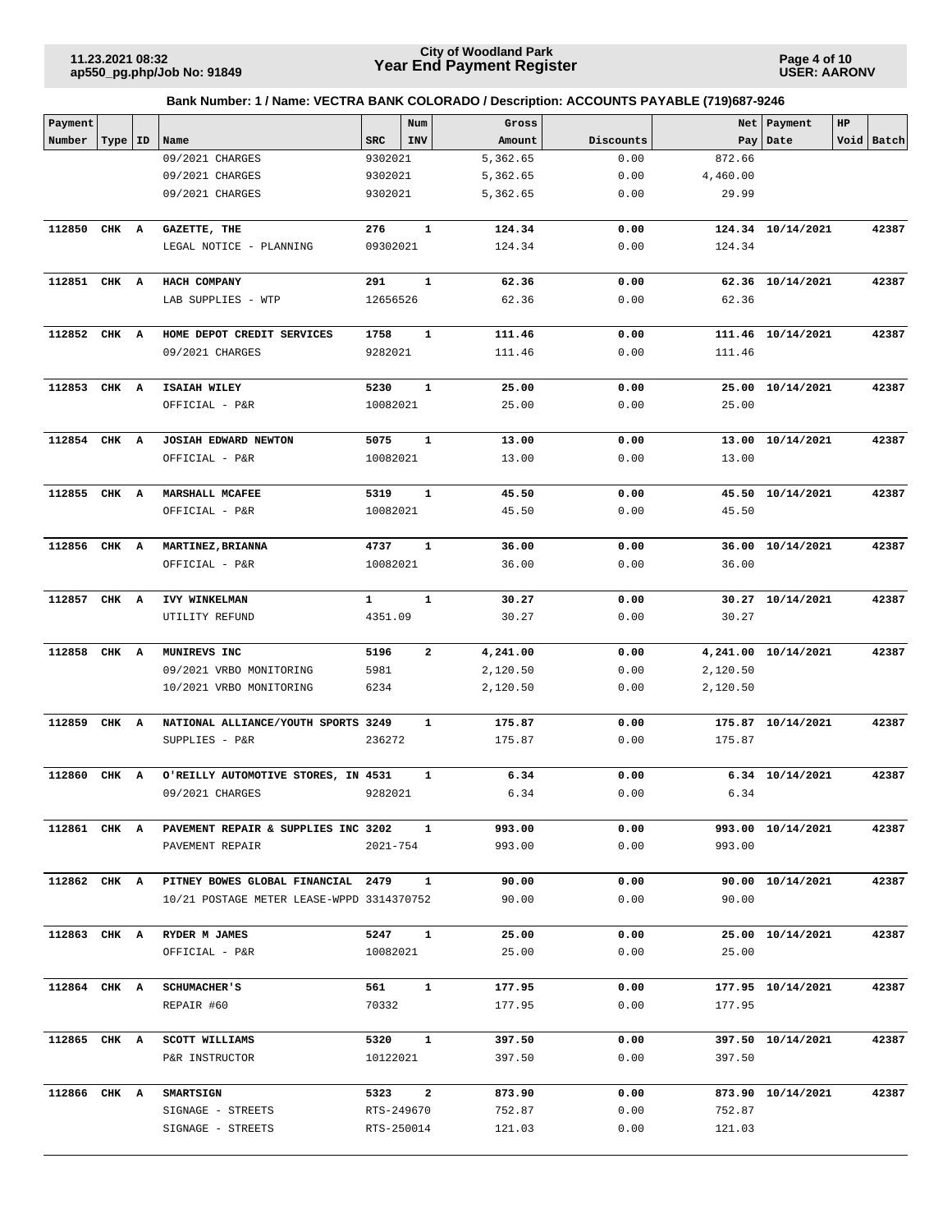**Bank Number: 1 / Name: VECTRA BANK COLORADO / Description: ACCOUNTS PAYABLE (719)687-9246**

| Payment Number | Type | ID | Name | SRC | Num INV | Gross Amount | Discounts | Net Pay | Payment Date | HP Void | Batch |
|---|---|---|---|---|---|---|---|---|---|---|---|
| | | | 09/2021 CHARGES | 9302021 | | 5,362.65 | 0.00 | 872.66 | | | |
| | | | 09/2021 CHARGES | 9302021 | | 5,362.65 | 0.00 | 4,460.00 | | | |
| | | | 09/2021 CHARGES | 9302021 | | 5,362.65 | 0.00 | 29.99 | | | |
| **112850** | **CHK** | **A** | **GAZETTE, THE** | **276** | **1** | **124.34** | **0.00** | **124.34** | **10/14/2021** | | **42387** |
| | | | LEGAL NOTICE - PLANNING | 09302021 | | 124.34 | 0.00 | 124.34 | | | |
| **112851** | **CHK** | **A** | **HACH COMPANY** | **291** | **1** | **62.36** | **0.00** | **62.36** | **10/14/2021** | | **42387** |
| | | | LAB SUPPLIES - WTP | 12656526 | | 62.36 | 0.00 | 62.36 | | | |
| **112852** | **CHK** | **A** | **HOME DEPOT CREDIT SERVICES** | **1758** | **1** | **111.46** | **0.00** | **111.46** | **10/14/2021** | | **42387** |
| | | | 09/2021 CHARGES | 9282021 | | 111.46 | 0.00 | 111.46 | | | |
| **112853** | **CHK** | **A** | **ISAIAH WILEY** | **5230** | **1** | **25.00** | **0.00** | **25.00** | **10/14/2021** | | **42387** |
| | | | OFFICIAL - P&R | 10082021 | | 25.00 | 0.00 | 25.00 | | | |
| **112854** | **CHK** | **A** | **JOSIAH EDWARD NEWTON** | **5075** | **1** | **13.00** | **0.00** | **13.00** | **10/14/2021** | | **42387** |
| | | | OFFICIAL - P&R | 10082021 | | 13.00 | 0.00 | 13.00 | | | |
| **112855** | **CHK** | **A** | **MARSHALL MCAFEE** | **5319** | **1** | **45.50** | **0.00** | **45.50** | **10/14/2021** | | **42387** |
| | | | OFFICIAL - P&R | 10082021 | | 45.50 | 0.00 | 45.50 | | | |
| **112856** | **CHK** | **A** | **MARTINEZ,BRIANNA** | **4737** | **1** | **36.00** | **0.00** | **36.00** | **10/14/2021** | | **42387** |
| | | | OFFICIAL - P&R | 10082021 | | 36.00 | 0.00 | 36.00 | | | |
| **112857** | **CHK** | **A** | **IVY WINKELMAN** | **1** | **1** | **30.27** | **0.00** | **30.27** | **10/14/2021** | | **42387** |
| | | | UTILITY REFUND | 4351.09 | | 30.27 | 0.00 | 30.27 | | | |
| **112858** | **CHK** | **A** | **MUNIREVS INC** | **5196** | **2** | **4,241.00** | **0.00** | **4,241.00** | **10/14/2021** | | **42387** |
| | | | 09/2021 VRBO MONITORING | 5981 | | 2,120.50 | 0.00 | 2,120.50 | | | |
| | | | 10/2021 VRBO MONITORING | 6234 | | 2,120.50 | 0.00 | 2,120.50 | | | |
| **112859** | **CHK** | **A** | **NATIONAL ALLIANCE/YOUTH SPORTS** | **3249** | **1** | **175.87** | **0.00** | **175.87** | **10/14/2021** | | **42387** |
| | | | SUPPLIES - P&R | 236272 | | 175.87 | 0.00 | 175.87 | | | |
| **112860** | **CHK** | **A** | **O'REILLY AUTOMOTIVE STORES, IN** | **4531** | **1** | **6.34** | **0.00** | **6.34** | **10/14/2021** | | **42387** |
| | | | 09/2021 CHARGES | 9282021 | | 6.34 | 0.00 | 6.34 | | | |
| **112861** | **CHK** | **A** | **PAVEMENT REPAIR & SUPPLIES INC** | **3202** | **1** | **993.00** | **0.00** | **993.00** | **10/14/2021** | | **42387** |
| | | | PAVEMENT REPAIR | 2021-754 | | 993.00 | 0.00 | 993.00 | | | |
| **112862** | **CHK** | **A** | **PITNEY BOWES GLOBAL FINANCIAL** | **2479** | **1** | **90.00** | **0.00** | **90.00** | **10/14/2021** | | **42387** |
| | | | 10/21 POSTAGE METER LEASE-WPPD | 3314370752 | | 90.00 | 0.00 | 90.00 | | | |
| **112863** | **CHK** | **A** | **RYDER M JAMES** | **5247** | **1** | **25.00** | **0.00** | **25.00** | **10/14/2021** | | **42387** |
| | | | OFFICIAL - P&R | 10082021 | | 25.00 | 0.00 | 25.00 | | | |
| **112864** | **CHK** | **A** | **SCHUMACHER'S** | **561** | **1** | **177.95** | **0.00** | **177.95** | **10/14/2021** | | **42387** |
| | | | REPAIR #60 | 70332 | | 177.95 | 0.00 | 177.95 | | | |
| **112865** | **CHK** | **A** | **SCOTT WILLIAMS** | **5320** | **1** | **397.50** | **0.00** | **397.50** | **10/14/2021** | | **42387** |
| | | | P&R INSTRUCTOR | 10122021 | | 397.50 | 0.00 | 397.50 | | | |
| **112866** | **CHK** | **A** | **SMARTSIGN** | **5323** | **2** | **873.90** | **0.00** | **873.90** | **10/14/2021** | | **42387** |
| | | | SIGNAGE - STREETS | RTS-249670 | | 752.87 | 0.00 | 752.87 | | | |
| | | | SIGNAGE - STREETS | RTS-250014 | | 121.03 | 0.00 | 121.03 | | | |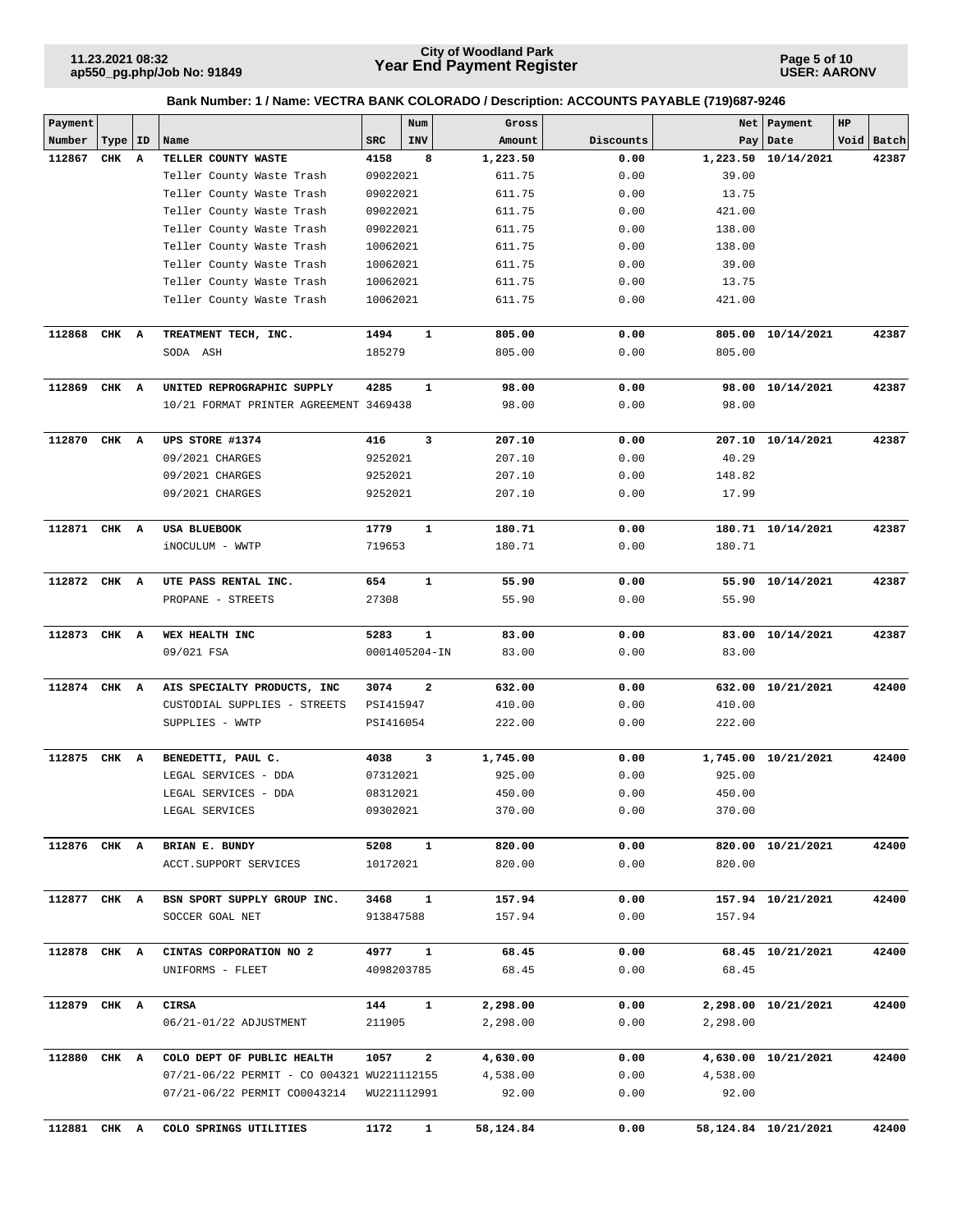# City of Woodland Park
## Year End Payment Register

11.23.2021 08:32
ap550_pg.php/Job No: 91849

USER: AARONV

**Bank Number: 1 / Name: VECTRA BANK COLORADO / Description: ACCOUNTS PAYABLE (719)687-9246**

| Payment Number | Type | ID | Name | SRC | Num INV | Gross Amount | Discounts | Net Pay | Payment Date | HP Void | Batch |
|---|---|---|---|---|---|---|---|---|---|---|---|
| **112867** | **CHK** | **A** | **TELLER COUNTY WASTE** | **4158** | **8** | **1,223.50** | **0.00** | **1,223.50** | **10/14/2021** | | **42387** |
| | | | Teller County Waste Trash | 09022021 | | 611.75 | 0.00 | 39.00 | | | |
| | | | Teller County Waste Trash | 09022021 | | 611.75 | 0.00 | 13.75 | | | |
| | | | Teller County Waste Trash | 09022021 | | 611.75 | 0.00 | 421.00 | | | |
| | | | Teller County Waste Trash | 09022021 | | 611.75 | 0.00 | 138.00 | | | |
| | | | Teller County Waste Trash | 10062021 | | 611.75 | 0.00 | 138.00 | | | |
| | | | Teller County Waste Trash | 10062021 | | 611.75 | 0.00 | 39.00 | | | |
| | | | Teller County Waste Trash | 10062021 | | 611.75 | 0.00 | 13.75 | | | |
| | | | Teller County Waste Trash | 10062021 | | 611.75 | 0.00 | 421.00 | | | |
| **112868** | **CHK** | **A** | **TREATMENT TECH, INC.** | **1494** | **1** | **805.00** | **0.00** | **805.00** | **10/14/2021** | | **42387** |
| | | | SODA ASH | 185279 | | 805.00 | 0.00 | 805.00 | | | |
| **112869** | **CHK** | **A** | **UNITED REPROGRAPHIC SUPPLY** | **4285** | **1** | **98.00** | **0.00** | **98.00** | **10/14/2021** | | **42387** |
| | | | 10/21 FORMAT PRINTER AGREEMENT | 3469438 | | 98.00 | 0.00 | 98.00 | | | |
| **112870** | **CHK** | **A** | **UPS STORE #1374** | **416** | **3** | **207.10** | **0.00** | **207.10** | **10/14/2021** | | **42387** |
| | | | 09/2021 CHARGES | 9252021 | | 207.10 | 0.00 | 40.29 | | | |
| | | | 09/2021 CHARGES | 9252021 | | 207.10 | 0.00 | 148.82 | | | |
| | | | 09/2021 CHARGES | 9252021 | | 207.10 | 0.00 | 17.99 | | | |
| **112871** | **CHK** | **A** | **USA BLUEBOOK** | **1779** | **1** | **180.71** | **0.00** | **180.71** | **10/14/2021** | | **42387** |
| | | | iNOCULUM - WWTP | 719653 | | 180.71 | 0.00 | 180.71 | | | |
| **112872** | **CHK** | **A** | **UTE PASS RENTAL INC.** | **654** | **1** | **55.90** | **0.00** | **55.90** | **10/14/2021** | | **42387** |
| | | | PROPANE - STREETS | 27308 | | 55.90 | 0.00 | 55.90 | | | |
| **112873** | **CHK** | **A** | **WEX HEALTH INC** | **5283** | **1** | **83.00** | **0.00** | **83.00** | **10/14/2021** | | **42387** |
| | | | 09/021 FSA | 0001405204-IN | | 83.00 | 0.00 | 83.00 | | | |
| **112874** | **CHK** | **A** | **AIS SPECIALTY PRODUCTS, INC** | **3074** | **2** | **632.00** | **0.00** | **632.00** | **10/21/2021** | | **42400** |
| | | | CUSTODIAL SUPPLIES - STREETS | PSI415947 | | 410.00 | 0.00 | 410.00 | | | |
| | | | SUPPLIES - WWTP | PSI416054 | | 222.00 | 0.00 | 222.00 | | | |
| **112875** | **CHK** | **A** | **BENEDETTI, PAUL C.** | **4038** | **3** | **1,745.00** | **0.00** | **1,745.00** | **10/21/2021** | | **42400** |
| | | | LEGAL SERVICES - DDA | 07312021 | | 925.00 | 0.00 | 925.00 | | | |
| | | | LEGAL SERVICES - DDA | 08312021 | | 450.00 | 0.00 | 450.00 | | | |
| | | | LEGAL SERVICES | 09302021 | | 370.00 | 0.00 | 370.00 | | | |
| **112876** | **CHK** | **A** | **BRIAN E. BUNDY** | **5208** | **1** | **820.00** | **0.00** | **820.00** | **10/21/2021** | | **42400** |
| | | | ACCT.SUPPORT SERVICES | 10172021 | | 820.00 | 0.00 | 820.00 | | | |
| **112877** | **CHK** | **A** | **BSN SPORT SUPPLY GROUP INC.** | **3468** | **1** | **157.94** | **0.00** | **157.94** | **10/21/2021** | | **42400** |
| | | | SOCCER GOAL NET | 913847588 | | 157.94 | 0.00 | 157.94 | | | |
| **112878** | **CHK** | **A** | **CINTAS CORPORATION NO 2** | **4977** | **1** | **68.45** | **0.00** | **68.45** | **10/21/2021** | | **42400** |
| | | | UNIFORMS - FLEET | 4098203785 | | 68.45 | 0.00 | 68.45 | | | |
| **112879** | **CHK** | **A** | **CIRSA** | **144** | **1** | **2,298.00** | **0.00** | **2,298.00** | **10/21/2021** | | **42400** |
| | | | 06/21-01/22 ADJUSTMENT | 211905 | | 2,298.00 | 0.00 | 2,298.00 | | | |
| **112880** | **CHK** | **A** | **COLO DEPT OF PUBLIC HEALTH** | **1057** | **2** | **4,630.00** | **0.00** | **4,630.00** | **10/21/2021** | | **42400** |
| | | | 07/21-06/22 PERMIT - CO 004321 | WU221112155 | | 4,538.00 | 0.00 | 4,538.00 | | | |
| | | | 07/21-06/22 PERMIT CO0043214 | WU221112991 | | 92.00 | 0.00 | 92.00 | | | |
| **112881** | **CHK** | **A** | **COLO SPRINGS UTILITIES** | **1172** | **1** | **58,124.84** | **0.00** | **58,124.84** | **10/21/2021** | | **42400** |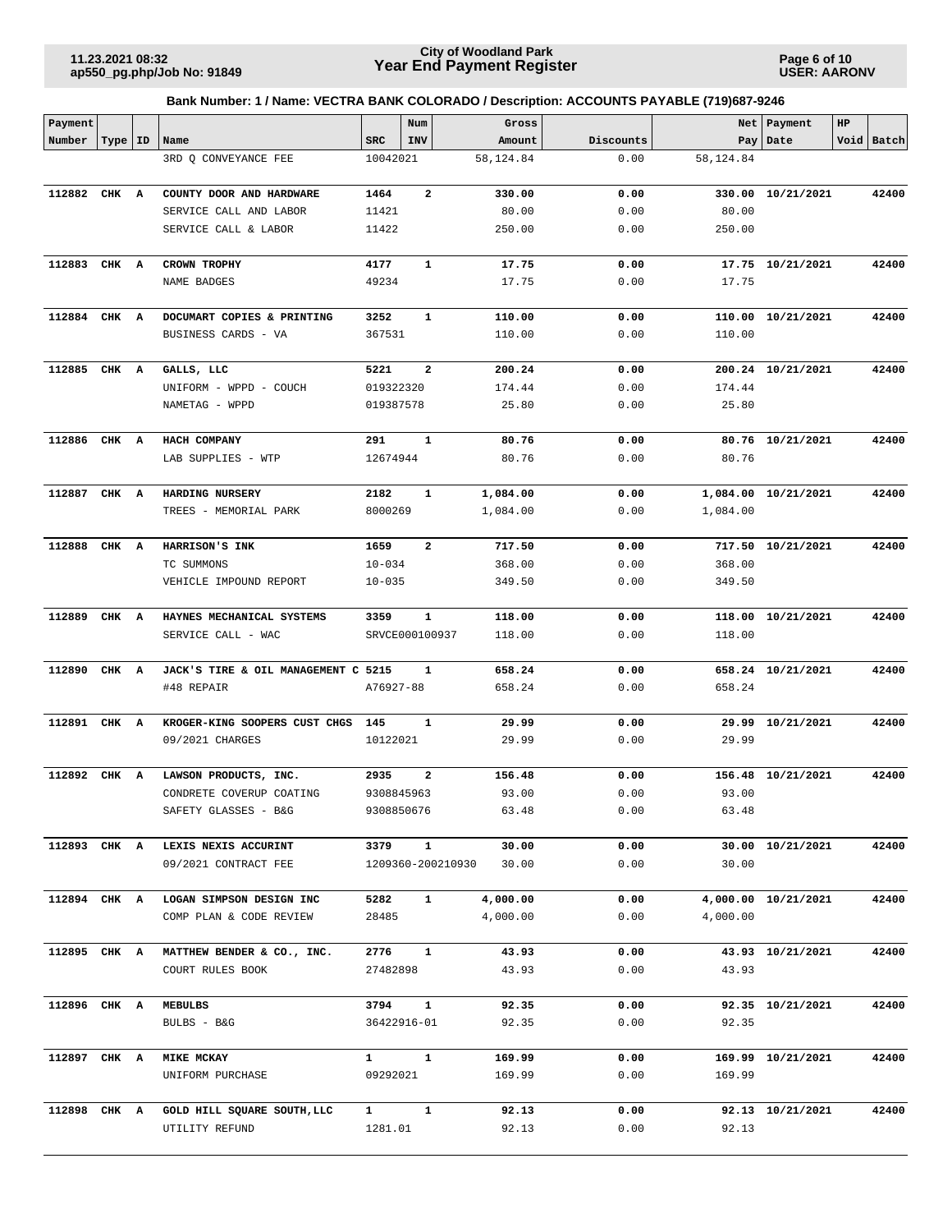# City of Woodland Park
## Year End Payment Register

11.23.2021 08:32
ap550_pg.php/Job No: 91849

USER: AARONV

**Bank Number: 1 / Name: VECTRA BANK COLORADO / Description: ACCOUNTS PAYABLE (719)687-9246**

| Payment Number | Type | ID | Name | SRC | Num INV | Gross Amount | Discounts | Net Pay | Payment Date | HP Void | Batch |
|---|---|---|---|---|---|---|---|---|---|---|---|
| | | | 3RD Q CONVEYANCE FEE | 10042021 | | 58,124.84 | 0.00 | 58,124.84 | | | |
| **112882** | **CHK** | **A** | **COUNTY DOOR AND HARDWARE** | **1464** | **2** | **330.00** | **0.00** | **330.00** | **10/21/2021** | | **42400** |
| | | | SERVICE CALL AND LABOR | 11421 | | 80.00 | 0.00 | 80.00 | | | |
| | | | SERVICE CALL & LABOR | 11422 | | 250.00 | 0.00 | 250.00 | | | |
| **112883** | **CHK** | **A** | **CROWN TROPHY** | **4177** | **1** | **17.75** | **0.00** | **17.75** | **10/21/2021** | | **42400** |
| | | | NAME BADGES | 49234 | | 17.75 | 0.00 | 17.75 | | | |
| **112884** | **CHK** | **A** | **DOCUMART COPIES & PRINTING** | **3252** | **1** | **110.00** | **0.00** | **110.00** | **10/21/2021** | | **42400** |
| | | | BUSINESS CARDS - VA | 367531 | | 110.00 | 0.00 | 110.00 | | | |
| **112885** | **CHK** | **A** | **GALLS, LLC** | **5221** | **2** | **200.24** | **0.00** | **200.24** | **10/21/2021** | | **42400** |
| | | | UNIFORM - WPPD - COUCH | 019322320 | | 174.44 | 0.00 | 174.44 | | | |
| | | | NAMETAG - WPPD | 019387578 | | 25.80 | 0.00 | 25.80 | | | |
| **112886** | **CHK** | **A** | **HACH COMPANY** | **291** | **1** | **80.76** | **0.00** | **80.76** | **10/21/2021** | | **42400** |
| | | | LAB SUPPLIES - WTP | 12674944 | | 80.76 | 0.00 | 80.76 | | | |
| **112887** | **CHK** | **A** | **HARDING NURSERY** | **2182** | **1** | **1,084.00** | **0.00** | **1,084.00** | **10/21/2021** | | **42400** |
| | | | TREES - MEMORIAL PARK | 8000269 | | 1,084.00 | 0.00 | 1,084.00 | | | |
| **112888** | **CHK** | **A** | **HARRISON'S INK** | **1659** | **2** | **717.50** | **0.00** | **717.50** | **10/21/2021** | | **42400** |
| | | | TC SUMMONS | 10-034 | | 368.00 | 0.00 | 368.00 | | | |
| | | | VEHICLE IMPOUND REPORT | 10-035 | | 349.50 | 0.00 | 349.50 | | | |
| **112889** | **CHK** | **A** | **HAYNES MECHANICAL SYSTEMS** | **3359** | **1** | **118.00** | **0.00** | **118.00** | **10/21/2021** | | **42400** |
| | | | SERVICE CALL - WAC | SRVCE000100937 | | 118.00 | 0.00 | 118.00 | | | |
| **112890** | **CHK** | **A** | **JACK'S TIRE & OIL MANAGEMENT C** | **5215** | **1** | **658.24** | **0.00** | **658.24** | **10/21/2021** | | **42400** |
| | | | #48 REPAIR | A76927-88 | | 658.24 | 0.00 | 658.24 | | | |
| **112891** | **CHK** | **A** | **KROGER-KING SOOPERS CUST CHGS** | **145** | **1** | **29.99** | **0.00** | **29.99** | **10/21/2021** | | **42400** |
| | | | 09/2021 CHARGES | 10122021 | | 29.99 | 0.00 | 29.99 | | | |
| **112892** | **CHK** | **A** | **LAWSON PRODUCTS, INC.** | **2935** | **2** | **156.48** | **0.00** | **156.48** | **10/21/2021** | | **42400** |
| | | | CONDRETE COVERUP COATING | 9308845963 | | 93.00 | 0.00 | 93.00 | | | |
| | | | SAFETY GLASSES - B&G | 9308850676 | | 63.48 | 0.00 | 63.48 | | | |
| **112893** | **CHK** | **A** | **LEXIS NEXIS ACCURINT** | **3379** | **1** | **30.00** | **0.00** | **30.00** | **10/21/2021** | | **42400** |
| | | | 09/2021 CONTRACT FEE | 1209360-200210930 | | 30.00 | 0.00 | 30.00 | | | |
| **112894** | **CHK** | **A** | **LOGAN SIMPSON DESIGN INC** | **5282** | **1** | **4,000.00** | **0.00** | **4,000.00** | **10/21/2021** | | **42400** |
| | | | COMP PLAN & CODE REVIEW | 28485 | | 4,000.00 | 0.00 | 4,000.00 | | | |
| **112895** | **CHK** | **A** | **MATTHEW BENDER & CO., INC.** | **2776** | **1** | **43.93** | **0.00** | **43.93** | **10/21/2021** | | **42400** |
| | | | COURT RULES BOOK | 27482898 | | 43.93 | 0.00 | 43.93 | | | |
| **112896** | **CHK** | **A** | **MEBULBS** | **3794** | **1** | **92.35** | **0.00** | **92.35** | **10/21/2021** | | **42400** |
| | | | BULBS - B&G | 36422916-01 | | 92.35 | 0.00 | 92.35 | | | |
| **112897** | **CHK** | **A** | **MIKE MCKAY** | **1** | **1** | **169.99** | **0.00** | **169.99** | **10/21/2021** | | **42400** |
| | | | UNIFORM PURCHASE | 09292021 | | 169.99 | 0.00 | 169.99 | | | |
| **112898** | **CHK** | **A** | **GOLD HILL SQUARE SOUTH,LLC** | **1** | **1** | **92.13** | **0.00** | **92.13** | **10/21/2021** | | **42400** |
| | | | UTILITY REFUND | 1281.01 | | 92.13 | 0.00 | 92.13 | | | |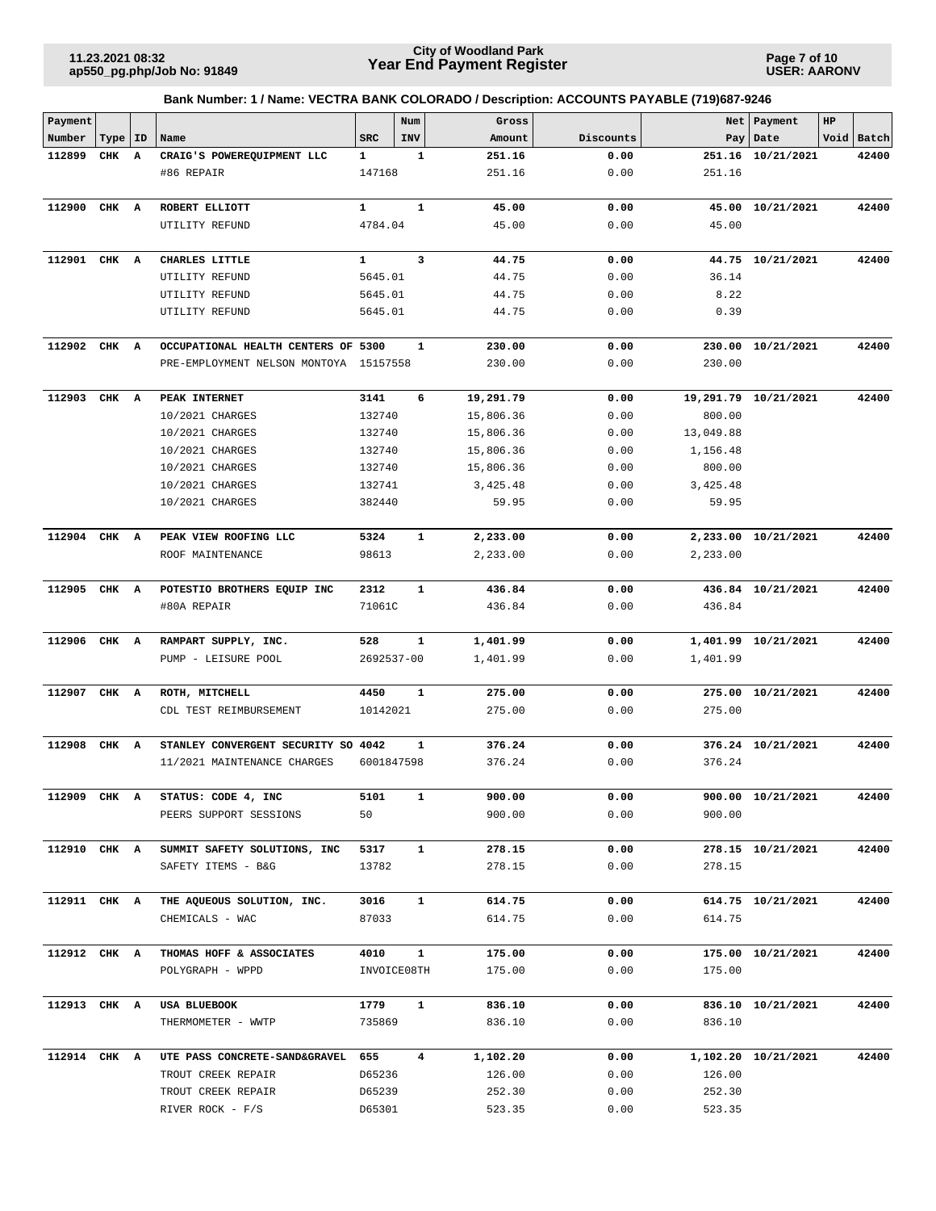**City of Woodland Park**
**Year End Payment Register**

11.23.2021 08:32
ap550_pg.php/Job No: 91849

USER: AARONV

### Bank Number: 1 / Name: VECTRA BANK COLORADO / Description: ACCOUNTS PAYABLE (719)687-9246

| Payment Number | Type | ID | Name | SRC | Num INV | Gross Amount | Discounts | Net Pay | Payment Date | HP Void | Batch |
|---|---|---|---|---|---|---|---|---|---|---|---|
| **112899** | **CHK** | **A** | **CRAIG'S POWEREQUIPMENT LLC** | **1** | **1** | **251.16** | **0.00** | **251.16** | **10/21/2021** | | **42400** |
| | | | #86 REPAIR | 147168 | | 251.16 | 0.00 | 251.16 | | | |
| **112900** | **CHK** | **A** | **ROBERT ELLIOTT** | **1** | **1** | **45.00** | **0.00** | **45.00** | **10/21/2021** | | **42400** |
| | | | UTILITY REFUND | 4784.04 | | 45.00 | 0.00 | 45.00 | | | |
| **112901** | **CHK** | **A** | **CHARLES LITTLE** | **1** | **3** | **44.75** | **0.00** | **44.75** | **10/21/2021** | | **42400** |
| | | | UTILITY REFUND | 5645.01 | | 44.75 | 0.00 | 36.14 | | | |
| | | | UTILITY REFUND | 5645.01 | | 44.75 | 0.00 | 8.22 | | | |
| | | | UTILITY REFUND | 5645.01 | | 44.75 | 0.00 | 0.39 | | | |
| **112902** | **CHK** | **A** | **OCCUPATIONAL HEALTH CENTERS OF** | **5300** | **1** | **230.00** | **0.00** | **230.00** | **10/21/2021** | | **42400** |
| | | | PRE-EMPLOYMENT NELSON MONTOYA | 15157558 | | 230.00 | 0.00 | 230.00 | | | |
| **112903** | **CHK** | **A** | **PEAK INTERNET** | **3141** | **6** | **19,291.79** | **0.00** | **19,291.79** | **10/21/2021** | | **42400** |
| | | | 10/2021 CHARGES | 132740 | | 15,806.36 | 0.00 | 800.00 | | | |
| | | | 10/2021 CHARGES | 132740 | | 15,806.36 | 0.00 | 13,049.88 | | | |
| | | | 10/2021 CHARGES | 132740 | | 15,806.36 | 0.00 | 1,156.48 | | | |
| | | | 10/2021 CHARGES | 132740 | | 15,806.36 | 0.00 | 800.00 | | | |
| | | | 10/2021 CHARGES | 132741 | | 3,425.48 | 0.00 | 3,425.48 | | | |
| | | | 10/2021 CHARGES | 382440 | | 59.95 | 0.00 | 59.95 | | | |
| **112904** | **CHK** | **A** | **PEAK VIEW ROOFING LLC** | **5324** | **1** | **2,233.00** | **0.00** | **2,233.00** | **10/21/2021** | | **42400** |
| | | | ROOF MAINTENANCE | 98613 | | 2,233.00 | 0.00 | 2,233.00 | | | |
| **112905** | **CHK** | **A** | **POTESTIO BROTHERS EQUIP INC** | **2312** | **1** | **436.84** | **0.00** | **436.84** | **10/21/2021** | | **42400** |
| | | | #80A REPAIR | 71061C | | 436.84 | 0.00 | 436.84 | | | |
| **112906** | **CHK** | **A** | **RAMPART SUPPLY, INC.** | **528** | **1** | **1,401.99** | **0.00** | **1,401.99** | **10/21/2021** | | **42400** |
| | | | PUMP - LEISURE POOL | 2692537-00 | | 1,401.99 | 0.00 | 1,401.99 | | | |
| **112907** | **CHK** | **A** | **ROTH, MITCHELL** | **4450** | **1** | **275.00** | **0.00** | **275.00** | **10/21/2021** | | **42400** |
| | | | CDL TEST REIMBURSEMENT | 10142021 | | 275.00 | 0.00 | 275.00 | | | |
| **112908** | **CHK** | **A** | **STANLEY CONVERGENT SECURITY SO** | **4042** | **1** | **376.24** | **0.00** | **376.24** | **10/21/2021** | | **42400** |
| | | | 11/2021 MAINTENANCE CHARGES | 6001847598 | | 376.24 | 0.00 | 376.24 | | | |
| **112909** | **CHK** | **A** | **STATUS: CODE 4, INC** | **5101** | **1** | **900.00** | **0.00** | **900.00** | **10/21/2021** | | **42400** |
| | | | PEERS SUPPORT SESSIONS | 50 | | 900.00 | 0.00 | 900.00 | | | |
| **112910** | **CHK** | **A** | **SUMMIT SAFETY SOLUTIONS, INC** | **5317** | **1** | **278.15** | **0.00** | **278.15** | **10/21/2021** | | **42400** |
| | | | SAFETY ITEMS - B&G | 13782 | | 278.15 | 0.00 | 278.15 | | | |
| **112911** | **CHK** | **A** | **THE AQUEOUS SOLUTION, INC.** | **3016** | **1** | **614.75** | **0.00** | **614.75** | **10/21/2021** | | **42400** |
| | | | CHEMICALS - WAC | 87033 | | 614.75 | 0.00 | 614.75 | | | |
| **112912** | **CHK** | **A** | **THOMAS HOFF & ASSOCIATES** | **4010** | **1** | **175.00** | **0.00** | **175.00** | **10/21/2021** | | **42400** |
| | | | POLYGRAPH - WPPD | INVOICE08TH | | 175.00 | 0.00 | 175.00 | | | |
| **112913** | **CHK** | **A** | **USA BLUEBOOK** | **1779** | **1** | **836.10** | **0.00** | **836.10** | **10/21/2021** | | **42400** |
| | | | THERMOMETER - WWTP | 735869 | | 836.10 | 0.00 | 836.10 | | | |
| **112914** | **CHK** | **A** | **UTE PASS CONCRETE-SAND&GRAVEL** | **655** | **4** | **1,102.20** | **0.00** | **1,102.20** | **10/21/2021** | | **42400** |
| | | | TROUT CREEK REPAIR | D65236 | | 126.00 | 0.00 | 126.00 | | | |
| | | | TROUT CREEK REPAIR | D65239 | | 252.30 | 0.00 | 252.30 | | | |
| | | | RIVER ROCK - F/S | D65301 | | 523.35 | 0.00 | 523.35 | | | |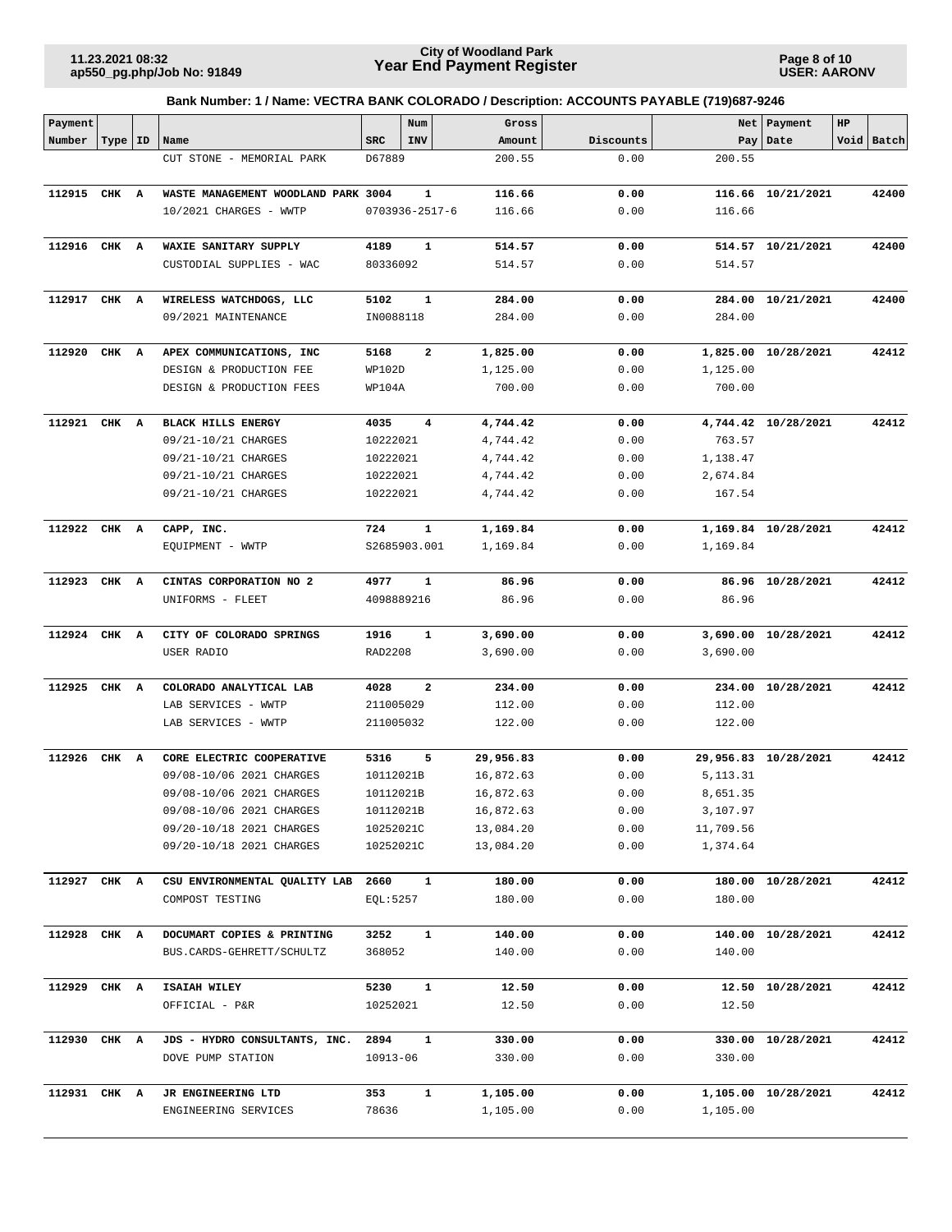**Bank Number: 1 / Name: VECTRA BANK COLORADO / Description: ACCOUNTS PAYABLE (719)687-9246**

| Payment Number | Type | ID | Name | SRC | Num INV | Gross Amount | Discounts | Net Pay | Payment Date | HP Void | Batch |
|---|---|---|---|---|---|---|---|---|---|---|---|
| | | | CUT STONE - MEMORIAL PARK | D67889 | | 200.55 | 0.00 | 200.55 | | | |
| **112915** | **CHK** | **A** | **WASTE MANAGEMENT WOODLAND PARK** | **3004** | **1** | **116.66** | **0.00** | **116.66** | **10/21/2021** | | **42400** |
| | | | 10/2021 CHARGES - WWTP | 0703936-2517-6 | | 116.66 | 0.00 | 116.66 | | | |
| **112916** | **CHK** | **A** | **WAXIE SANITARY SUPPLY** | **4189** | **1** | **514.57** | **0.00** | **514.57** | **10/21/2021** | | **42400** |
| | | | CUSTODIAL SUPPLIES - WAC | 80336092 | | 514.57 | 0.00 | 514.57 | | | |
| **112917** | **CHK** | **A** | **WIRELESS WATCHDOGS, LLC** | **5102** | **1** | **284.00** | **0.00** | **284.00** | **10/21/2021** | | **42400** |
| | | | 09/2021 MAINTENANCE | IN0088118 | | 284.00 | 0.00 | 284.00 | | | |
| **112920** | **CHK** | **A** | **APEX COMMUNICATIONS, INC** | **5168** | **2** | **1,825.00** | **0.00** | **1,825.00** | **10/28/2021** | | **42412** |
| | | | DESIGN & PRODUCTION FEE | WP102D | | 1,125.00 | 0.00 | 1,125.00 | | | |
| | | | DESIGN & PRODUCTION FEES | WP104A | | 700.00 | 0.00 | 700.00 | | | |
| **112921** | **CHK** | **A** | **BLACK HILLS ENERGY** | **4035** | **4** | **4,744.42** | **0.00** | **4,744.42** | **10/28/2021** | | **42412** |
| | | | 09/21-10/21 CHARGES | 10222021 | | 4,744.42 | 0.00 | 763.57 | | | |
| | | | 09/21-10/21 CHARGES | 10222021 | | 4,744.42 | 0.00 | 1,138.47 | | | |
| | | | 09/21-10/21 CHARGES | 10222021 | | 4,744.42 | 0.00 | 2,674.84 | | | |
| | | | 09/21-10/21 CHARGES | 10222021 | | 4,744.42 | 0.00 | 167.54 | | | |
| **112922** | **CHK** | **A** | **CAPP, INC.** | **724** | **1** | **1,169.84** | **0.00** | **1,169.84** | **10/28/2021** | | **42412** |
| | | | EQUIPMENT - WWTP | S2685903.001 | | 1,169.84 | 0.00 | 1,169.84 | | | |
| **112923** | **CHK** | **A** | **CINTAS CORPORATION NO 2** | **4977** | **1** | **86.96** | **0.00** | **86.96** | **10/28/2021** | | **42412** |
| | | | UNIFORMS - FLEET | 4098889216 | | 86.96 | 0.00 | 86.96 | | | |
| **112924** | **CHK** | **A** | **CITY OF COLORADO SPRINGS** | **1916** | **1** | **3,690.00** | **0.00** | **3,690.00** | **10/28/2021** | | **42412** |
| | | | USER RADIO | RAD2208 | | 3,690.00 | 0.00 | 3,690.00 | | | |
| **112925** | **CHK** | **A** | **COLORADO ANALYTICAL LAB** | **4028** | **2** | **234.00** | **0.00** | **234.00** | **10/28/2021** | | **42412** |
| | | | LAB SERVICES - WWTP | 211005029 | | 112.00 | 0.00 | 112.00 | | | |
| | | | LAB SERVICES - WWTP | 211005032 | | 122.00 | 0.00 | 122.00 | | | |
| **112926** | **CHK** | **A** | **CORE ELECTRIC COOPERATIVE** | **5316** | **5** | **29,956.83** | **0.00** | **29,956.83** | **10/28/2021** | | **42412** |
| | | | 09/08-10/06 2021 CHARGES | 10112021B | | 16,872.63 | 0.00 | 5,113.31 | | | |
| | | | 09/08-10/06 2021 CHARGES | 10112021B | | 16,872.63 | 0.00 | 8,651.35 | | | |
| | | | 09/08-10/06 2021 CHARGES | 10112021B | | 16,872.63 | 0.00 | 3,107.97 | | | |
| | | | 09/20-10/18 2021 CHARGES | 10252021C | | 13,084.20 | 0.00 | 11,709.56 | | | |
| | | | 09/20-10/18 2021 CHARGES | 10252021C | | 13,084.20 | 0.00 | 1,374.64 | | | |
| **112927** | **CHK** | **A** | **CSU ENVIRONMENTAL QUALITY LAB** | **2660** | **1** | **180.00** | **0.00** | **180.00** | **10/28/2021** | | **42412** |
| | | | COMPOST TESTING | EQL:5257 | | 180.00 | 0.00 | 180.00 | | | |
| **112928** | **CHK** | **A** | **DOCUMART COPIES & PRINTING** | **3252** | **1** | **140.00** | **0.00** | **140.00** | **10/28/2021** | | **42412** |
| | | | BUS.CARDS-GEHRETT/SCHULTZ | 368052 | | 140.00 | 0.00 | 140.00 | | | |
| **112929** | **CHK** | **A** | **ISAIAH WILEY** | **5230** | **1** | **12.50** | **0.00** | **12.50** | **10/28/2021** | | **42412** |
| | | | OFFICIAL - P&R | 10252021 | | 12.50 | 0.00 | 12.50 | | | |
| **112930** | **CHK** | **A** | **JDS - HYDRO CONSULTANTS, INC.** | **2894** | **1** | **330.00** | **0.00** | **330.00** | **10/28/2021** | | **42412** |
| | | | DOVE PUMP STATION | 10913-06 | | 330.00 | 0.00 | 330.00 | | | |
| **112931** | **CHK** | **A** | **JR ENGINEERING LTD** | **353** | **1** | **1,105.00** | **0.00** | **1,105.00** | **10/28/2021** | | **42412** |
| | | | ENGINEERING SERVICES | 78636 | | 1,105.00 | 0.00 | 1,105.00 | | | |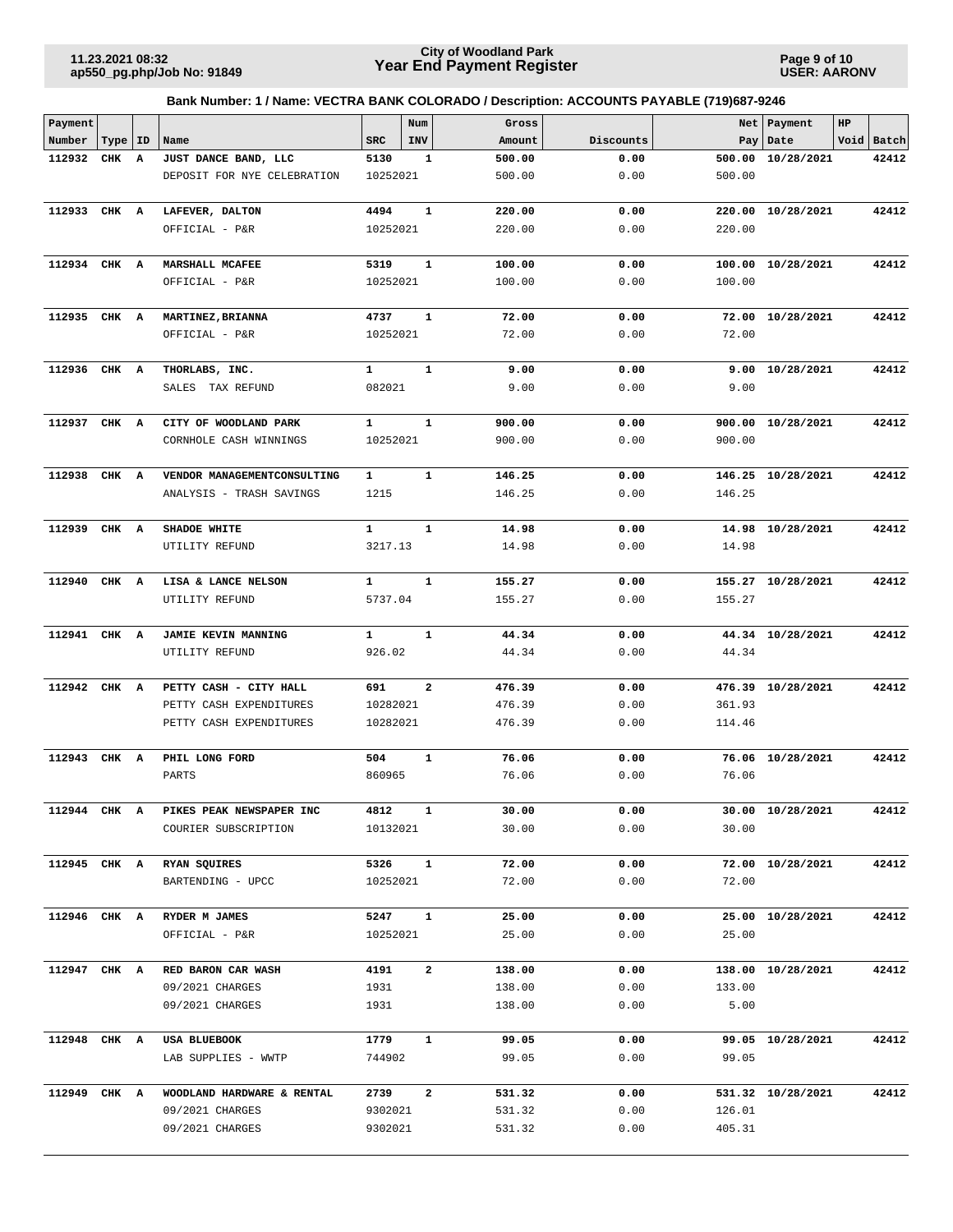**City of Woodland Park**
**Year End Payment Register**

11.23.2021 08:32
ap550_pg.php/Job No: 91849

USER: AARONV

**Bank Number: 1 / Name: VECTRA BANK COLORADO / Description: ACCOUNTS PAYABLE (719)687-9246**

| Payment Number | Type | ID | Name | SRC | Num INV | Gross Amount | Discounts | Net Pay | Payment Date | HP Void | Batch |
|---|---|---|---|---|---|---|---|---|---|---|---|
| **112932** | **CHK** | **A** | **JUST DANCE BAND, LLC** | **5130** | **1** | **500.00** | **0.00** | **500.00** | **10/28/2021** | | **42412** |
| | | | DEPOSIT FOR NYE CELEBRATION | 10252021 | | 500.00 | 0.00 | 500.00 | | | |
| **112933** | **CHK** | **A** | **LAFEVER, DALTON** | **4494** | **1** | **220.00** | **0.00** | **220.00** | **10/28/2021** | | **42412** |
| | | | OFFICIAL - P&R | 10252021 | | 220.00 | 0.00 | 220.00 | | | |
| **112934** | **CHK** | **A** | **MARSHALL MCAFEE** | **5319** | **1** | **100.00** | **0.00** | **100.00** | **10/28/2021** | | **42412** |
| | | | OFFICIAL - P&R | 10252021 | | 100.00 | 0.00 | 100.00 | | | |
| **112935** | **CHK** | **A** | **MARTINEZ,BRIANNA** | **4737** | **1** | **72.00** | **0.00** | **72.00** | **10/28/2021** | | **42412** |
| | | | OFFICIAL - P&R | 10252021 | | 72.00 | 0.00 | 72.00 | | | |
| **112936** | **CHK** | **A** | **THORLABS, INC.** | **1** | **1** | **9.00** | **0.00** | **9.00** | **10/28/2021** | | **42412** |
| | | | SALES TAX REFUND | 082021 | | 9.00 | 0.00 | 9.00 | | | |
| **112937** | **CHK** | **A** | **CITY OF WOODLAND PARK** | **1** | **1** | **900.00** | **0.00** | **900.00** | **10/28/2021** | | **42412** |
| | | | CORNHOLE CASH WINNINGS | 10252021 | | 900.00 | 0.00 | 900.00 | | | |
| **112938** | **CHK** | **A** | **VENDOR MANAGEMENTCONSULTING** | **1** | **1** | **146.25** | **0.00** | **146.25** | **10/28/2021** | | **42412** |
| | | | ANALYSIS - TRASH SAVINGS | 1215 | | 146.25 | 0.00 | 146.25 | | | |
| **112939** | **CHK** | **A** | **SHADOE WHITE** | **1** | **1** | **14.98** | **0.00** | **14.98** | **10/28/2021** | | **42412** |
| | | | UTILITY REFUND | 3217.13 | | 14.98 | 0.00 | 14.98 | | | |
| **112940** | **CHK** | **A** | **LISA & LANCE NELSON** | **1** | **1** | **155.27** | **0.00** | **155.27** | **10/28/2021** | | **42412** |
| | | | UTILITY REFUND | 5737.04 | | 155.27 | 0.00 | 155.27 | | | |
| **112941** | **CHK** | **A** | **JAMIE KEVIN MANNING** | **1** | **1** | **44.34** | **0.00** | **44.34** | **10/28/2021** | | **42412** |
| | | | UTILITY REFUND | 926.02 | | 44.34 | 0.00 | 44.34 | | | |
| **112942** | **CHK** | **A** | **PETTY CASH - CITY HALL** | **691** | **2** | **476.39** | **0.00** | **476.39** | **10/28/2021** | | **42412** |
| | | | PETTY CASH EXPENDITURES | 10282021 | | 476.39 | 0.00 | 361.93 | | | |
| | | | PETTY CASH EXPENDITURES | 10282021 | | 476.39 | 0.00 | 114.46 | | | |
| **112943** | **CHK** | **A** | **PHIL LONG FORD** | **504** | **1** | **76.06** | **0.00** | **76.06** | **10/28/2021** | | **42412** |
| | | | PARTS | 860965 | | 76.06 | 0.00 | 76.06 | | | |
| **112944** | **CHK** | **A** | **PIKES PEAK NEWSPAPER INC** | **4812** | **1** | **30.00** | **0.00** | **30.00** | **10/28/2021** | | **42412** |
| | | | COURIER SUBSCRIPTION | 10132021 | | 30.00 | 0.00 | 30.00 | | | |
| **112945** | **CHK** | **A** | **RYAN SQUIRES** | **5326** | **1** | **72.00** | **0.00** | **72.00** | **10/28/2021** | | **42412** |
| | | | BARTENDING - UPCC | 10252021 | | 72.00 | 0.00 | 72.00 | | | |
| **112946** | **CHK** | **A** | **RYDER M JAMES** | **5247** | **1** | **25.00** | **0.00** | **25.00** | **10/28/2021** | | **42412** |
| | | | OFFICIAL - P&R | 10252021 | | 25.00 | 0.00 | 25.00 | | | |
| **112947** | **CHK** | **A** | **RED BARON CAR WASH** | **4191** | **2** | **138.00** | **0.00** | **138.00** | **10/28/2021** | | **42412** |
| | | | 09/2021 CHARGES | 1931 | | 138.00 | 0.00 | 133.00 | | | |
| | | | 09/2021 CHARGES | 1931 | | 138.00 | 0.00 | 5.00 | | | |
| **112948** | **CHK** | **A** | **USA BLUEBOOK** | **1779** | **1** | **99.05** | **0.00** | **99.05** | **10/28/2021** | | **42412** |
| | | | LAB SUPPLIES - WWTP | 744902 | | 99.05 | 0.00 | 99.05 | | | |
| **112949** | **CHK** | **A** | **WOODLAND HARDWARE & RENTAL** | **2739** | **2** | **531.32** | **0.00** | **531.32** | **10/28/2021** | | **42412** |
| | | | 09/2021 CHARGES | 9302021 | | 531.32 | 0.00 | 126.01 | | | |
| | | | 09/2021 CHARGES | 9302021 | | 531.32 | 0.00 | 405.31 | | | |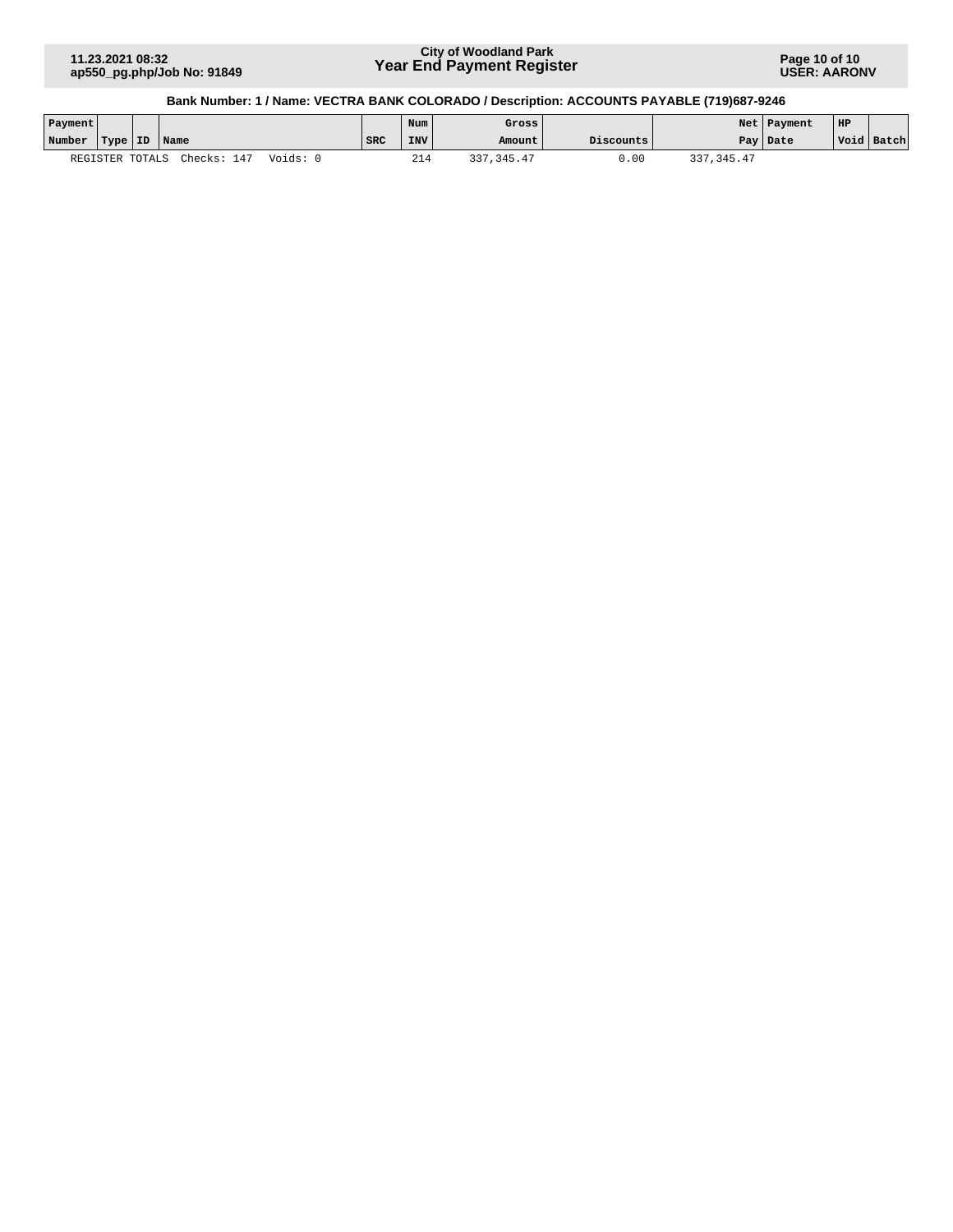Bank Number: 1 / Name: VECTRA BANK COLORADO / Description: ACCOUNTS PAYABLE (719)687-9246

| Payment Number | Type | ID | Name | SRC | Num INV | Gross Amount | Discounts | Net Pay | Payment Date | HP Void | Batch |
|---|---|---|---|---|---|---|---|---|---|---|---|
| REGISTER TOTALS | | | Checks: 147 Voids: 0 | | 214 | 337,345.47 | 0.00 | 337,345.47 | | | |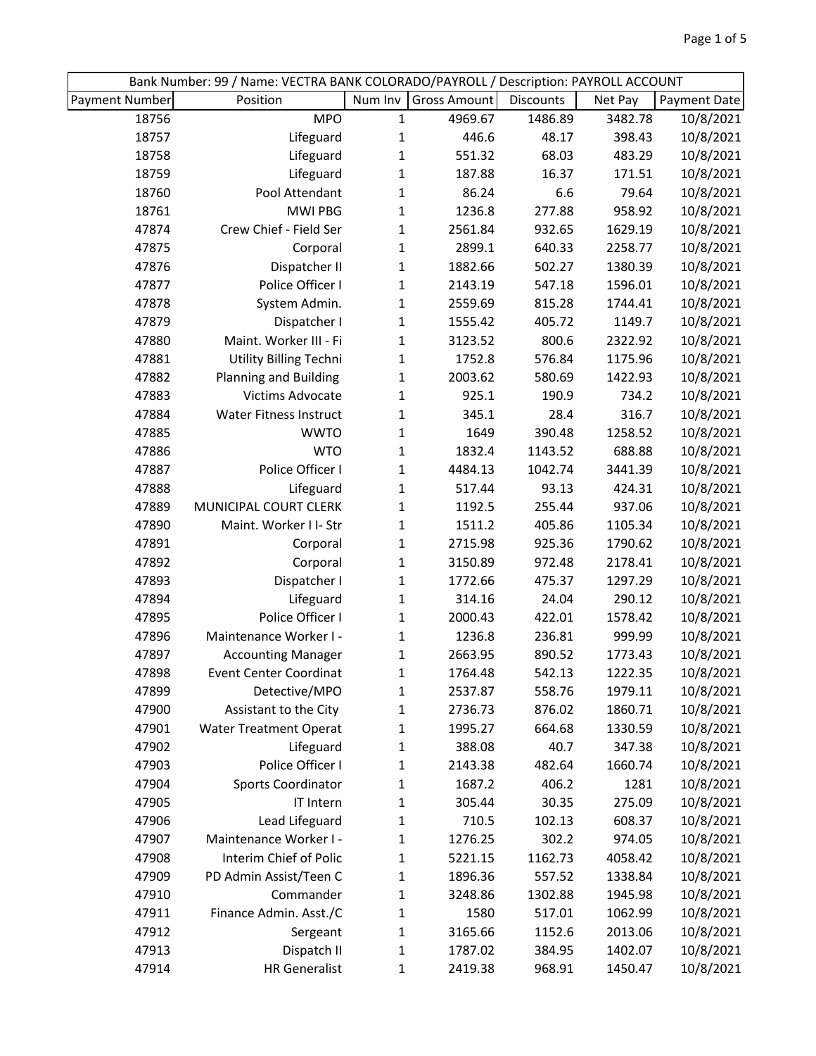| Bank Number: 99 / Name: VECTRA BANK COLORADO/PAYROLL / Description: PAYROLL ACCOUNT | | | | | | |
|---|---|---|---|---|---|---|
| Payment Number | Position | Num Inv | Gross Amount | Discounts | Net Pay | Payment Date |
| 18756 | MPO | 1 | 4969.67 | 1486.89 | 3482.78 | 10/8/2021 |
| 18757 | Lifeguard | 1 | 446.6 | 48.17 | 398.43 | 10/8/2021 |
| 18758 | Lifeguard | 1 | 551.32 | 68.03 | 483.29 | 10/8/2021 |
| 18759 | Lifeguard | 1 | 187.88 | 16.37 | 171.51 | 10/8/2021 |
| 18760 | Pool Attendant | 1 | 86.24 | 6.6 | 79.64 | 10/8/2021 |
| 18761 | MWI PBG | 1 | 1236.8 | 277.88 | 958.92 | 10/8/2021 |
| 47874 | Crew Chief - Field Ser | 1 | 2561.84 | 932.65 | 1629.19 | 10/8/2021 |
| 47875 | Corporal | 1 | 2899.1 | 640.33 | 2258.77 | 10/8/2021 |
| 47876 | Dispatcher II | 1 | 1882.66 | 502.27 | 1380.39 | 10/8/2021 |
| 47877 | Police Officer I | 1 | 2143.19 | 547.18 | 1596.01 | 10/8/2021 |
| 47878 | System Admin. | 1 | 2559.69 | 815.28 | 1744.41 | 10/8/2021 |
| 47879 | Dispatcher I | 1 | 1555.42 | 405.72 | 1149.7 | 10/8/2021 |
| 47880 | Maint. Worker III - Fi | 1 | 3123.52 | 800.6 | 2322.92 | 10/8/2021 |
| 47881 | Utility Billing Techni | 1 | 1752.8 | 576.84 | 1175.96 | 10/8/2021 |
| 47882 | Planning and Building | 1 | 2003.62 | 580.69 | 1422.93 | 10/8/2021 |
| 47883 | Victims Advocate | 1 | 925.1 | 190.9 | 734.2 | 10/8/2021 |
| 47884 | Water Fitness Instruct | 1 | 345.1 | 28.4 | 316.7 | 10/8/2021 |
| 47885 | WWTO | 1 | 1649 | 390.48 | 1258.52 | 10/8/2021 |
| 47886 | WTO | 1 | 1832.4 | 1143.52 | 688.88 | 10/8/2021 |
| 47887 | Police Officer I | 1 | 4484.13 | 1042.74 | 3441.39 | 10/8/2021 |
| 47888 | Lifeguard | 1 | 517.44 | 93.13 | 424.31 | 10/8/2021 |
| 47889 | MUNICIPAL COURT CLERK | 1 | 1192.5 | 255.44 | 937.06 | 10/8/2021 |
| 47890 | Maint. Worker I I- Str | 1 | 1511.2 | 405.86 | 1105.34 | 10/8/2021 |
| 47891 | Corporal | 1 | 2715.98 | 925.36 | 1790.62 | 10/8/2021 |
| 47892 | Corporal | 1 | 3150.89 | 972.48 | 2178.41 | 10/8/2021 |
| 47893 | Dispatcher I | 1 | 1772.66 | 475.37 | 1297.29 | 10/8/2021 |
| 47894 | Lifeguard | 1 | 314.16 | 24.04 | 290.12 | 10/8/2021 |
| 47895 | Police Officer I | 1 | 2000.43 | 422.01 | 1578.42 | 10/8/2021 |
| 47896 | Maintenance Worker I - | 1 | 1236.8 | 236.81 | 999.99 | 10/8/2021 |
| 47897 | Accounting Manager | 1 | 2663.95 | 890.52 | 1773.43 | 10/8/2021 |
| 47898 | Event Center Coordinat | 1 | 1764.48 | 542.13 | 1222.35 | 10/8/2021 |
| 47899 | Detective/MPO | 1 | 2537.87 | 558.76 | 1979.11 | 10/8/2021 |
| 47900 | Assistant to the City | 1 | 2736.73 | 876.02 | 1860.71 | 10/8/2021 |
| 47901 | Water Treatment Operat | 1 | 1995.27 | 664.68 | 1330.59 | 10/8/2021 |
| 47902 | Lifeguard | 1 | 388.08 | 40.7 | 347.38 | 10/8/2021 |
| 47903 | Police Officer I | 1 | 2143.38 | 482.64 | 1660.74 | 10/8/2021 |
| 47904 | Sports Coordinator | 1 | 1687.2 | 406.2 | 1281 | 10/8/2021 |
| 47905 | IT Intern | 1 | 305.44 | 30.35 | 275.09 | 10/8/2021 |
| 47906 | Lead Lifeguard | 1 | 710.5 | 102.13 | 608.37 | 10/8/2021 |
| 47907 | Maintenance Worker I - | 1 | 1276.25 | 302.2 | 974.05 | 10/8/2021 |
| 47908 | Interim Chief of Polic | 1 | 5221.15 | 1162.73 | 4058.42 | 10/8/2021 |
| 47909 | PD Admin Assist/Teen C | 1 | 1896.36 | 557.52 | 1338.84 | 10/8/2021 |
| 47910 | Commander | 1 | 3248.86 | 1302.88 | 1945.98 | 10/8/2021 |
| 47911 | Finance Admin. Asst./C | 1 | 1580 | 517.01 | 1062.99 | 10/8/2021 |
| 47912 | Sergeant | 1 | 3165.66 | 1152.6 | 2013.06 | 10/8/2021 |
| 47913 | Dispatch II | 1 | 1787.02 | 384.95 | 1402.07 | 10/8/2021 |
| 47914 | HR Generalist | 1 | 2419.38 | 968.91 | 1450.47 | 10/8/2021 |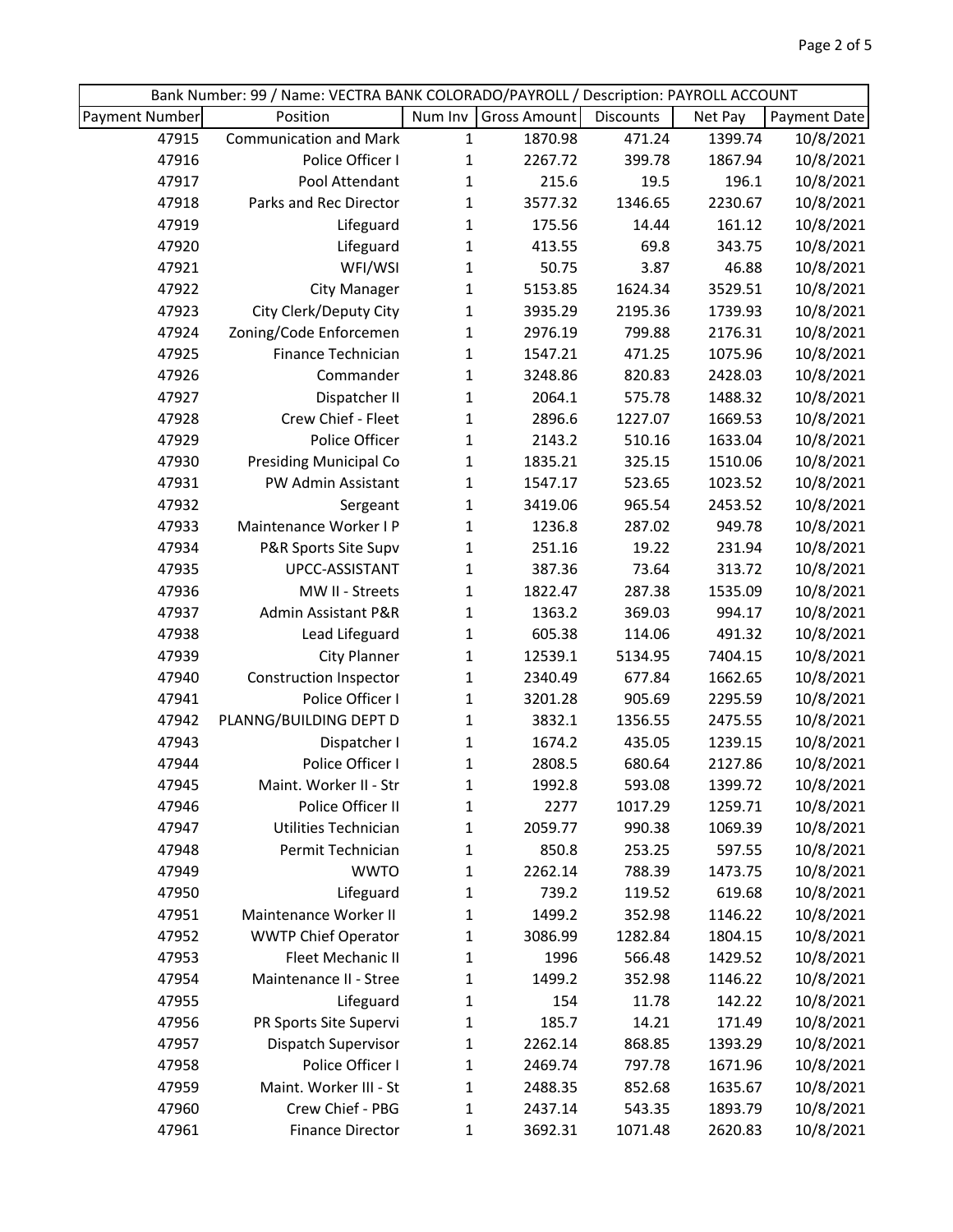| Bank Number: 99 / Name: VECTRA BANK COLORADO/PAYROLL / Description: PAYROLL ACCOUNT | | | | | | |
|---|---|---|---|---|---|---|
| Payment Number | Position | Num Inv | Gross Amount | Discounts | Net Pay | Payment Date |
| 47915 | Communication and Mark | 1 | 1870.98 | 471.24 | 1399.74 | 10/8/2021 |
| 47916 | Police Officer I | 1 | 2267.72 | 399.78 | 1867.94 | 10/8/2021 |
| 47917 | Pool Attendant | 1 | 215.6 | 19.5 | 196.1 | 10/8/2021 |
| 47918 | Parks and Rec Director | 1 | 3577.32 | 1346.65 | 2230.67 | 10/8/2021 |
| 47919 | Lifeguard | 1 | 175.56 | 14.44 | 161.12 | 10/8/2021 |
| 47920 | Lifeguard | 1 | 413.55 | 69.8 | 343.75 | 10/8/2021 |
| 47921 | WFI/WSI | 1 | 50.75 | 3.87 | 46.88 | 10/8/2021 |
| 47922 | City Manager | 1 | 5153.85 | 1624.34 | 3529.51 | 10/8/2021 |
| 47923 | City Clerk/Deputy City | 1 | 3935.29 | 2195.36 | 1739.93 | 10/8/2021 |
| 47924 | Zoning/Code Enforcemen | 1 | 2976.19 | 799.88 | 2176.31 | 10/8/2021 |
| 47925 | Finance Technician | 1 | 1547.21 | 471.25 | 1075.96 | 10/8/2021 |
| 47926 | Commander | 1 | 3248.86 | 820.83 | 2428.03 | 10/8/2021 |
| 47927 | Dispatcher II | 1 | 2064.1 | 575.78 | 1488.32 | 10/8/2021 |
| 47928 | Crew Chief - Fleet | 1 | 2896.6 | 1227.07 | 1669.53 | 10/8/2021 |
| 47929 | Police Officer | 1 | 2143.2 | 510.16 | 1633.04 | 10/8/2021 |
| 47930 | Presiding Municipal Co | 1 | 1835.21 | 325.15 | 1510.06 | 10/8/2021 |
| 47931 | PW Admin Assistant | 1 | 1547.17 | 523.65 | 1023.52 | 10/8/2021 |
| 47932 | Sergeant | 1 | 3419.06 | 965.54 | 2453.52 | 10/8/2021 |
| 47933 | Maintenance Worker I P | 1 | 1236.8 | 287.02 | 949.78 | 10/8/2021 |
| 47934 | P&R Sports Site Supv | 1 | 251.16 | 19.22 | 231.94 | 10/8/2021 |
| 47935 | UPCC-ASSISTANT | 1 | 387.36 | 73.64 | 313.72 | 10/8/2021 |
| 47936 | MW II - Streets | 1 | 1822.47 | 287.38 | 1535.09 | 10/8/2021 |
| 47937 | Admin Assistant P&R | 1 | 1363.2 | 369.03 | 994.17 | 10/8/2021 |
| 47938 | Lead Lifeguard | 1 | 605.38 | 114.06 | 491.32 | 10/8/2021 |
| 47939 | City Planner | 1 | 12539.1 | 5134.95 | 7404.15 | 10/8/2021 |
| 47940 | Construction Inspector | 1 | 2340.49 | 677.84 | 1662.65 | 10/8/2021 |
| 47941 | Police Officer I | 1 | 3201.28 | 905.69 | 2295.59 | 10/8/2021 |
| 47942 | PLANNG/BUILDING DEPT D | 1 | 3832.1 | 1356.55 | 2475.55 | 10/8/2021 |
| 47943 | Dispatcher I | 1 | 1674.2 | 435.05 | 1239.15 | 10/8/2021 |
| 47944 | Police Officer I | 1 | 2808.5 | 680.64 | 2127.86 | 10/8/2021 |
| 47945 | Maint. Worker II - Str | 1 | 1992.8 | 593.08 | 1399.72 | 10/8/2021 |
| 47946 | Police Officer II | 1 | 2277 | 1017.29 | 1259.71 | 10/8/2021 |
| 47947 | Utilities Technician | 1 | 2059.77 | 990.38 | 1069.39 | 10/8/2021 |
| 47948 | Permit Technician | 1 | 850.8 | 253.25 | 597.55 | 10/8/2021 |
| 47949 | WWTO | 1 | 2262.14 | 788.39 | 1473.75 | 10/8/2021 |
| 47950 | Lifeguard | 1 | 739.2 | 119.52 | 619.68 | 10/8/2021 |
| 47951 | Maintenance Worker II | 1 | 1499.2 | 352.98 | 1146.22 | 10/8/2021 |
| 47952 | WWTP Chief Operator | 1 | 3086.99 | 1282.84 | 1804.15 | 10/8/2021 |
| 47953 | Fleet Mechanic II | 1 | 1996 | 566.48 | 1429.52 | 10/8/2021 |
| 47954 | Maintenance II - Stree | 1 | 1499.2 | 352.98 | 1146.22 | 10/8/2021 |
| 47955 | Lifeguard | 1 | 154 | 11.78 | 142.22 | 10/8/2021 |
| 47956 | PR Sports Site Supervi | 1 | 185.7 | 14.21 | 171.49 | 10/8/2021 |
| 47957 | Dispatch Supervisor | 1 | 2262.14 | 868.85 | 1393.29 | 10/8/2021 |
| 47958 | Police Officer I | 1 | 2469.74 | 797.78 | 1671.96 | 10/8/2021 |
| 47959 | Maint. Worker III - St | 1 | 2488.35 | 852.68 | 1635.67 | 10/8/2021 |
| 47960 | Crew Chief - PBG | 1 | 2437.14 | 543.35 | 1893.79 | 10/8/2021 |
| 47961 | Finance Director | 1 | 3692.31 | 1071.48 | 2620.83 | 10/8/2021 |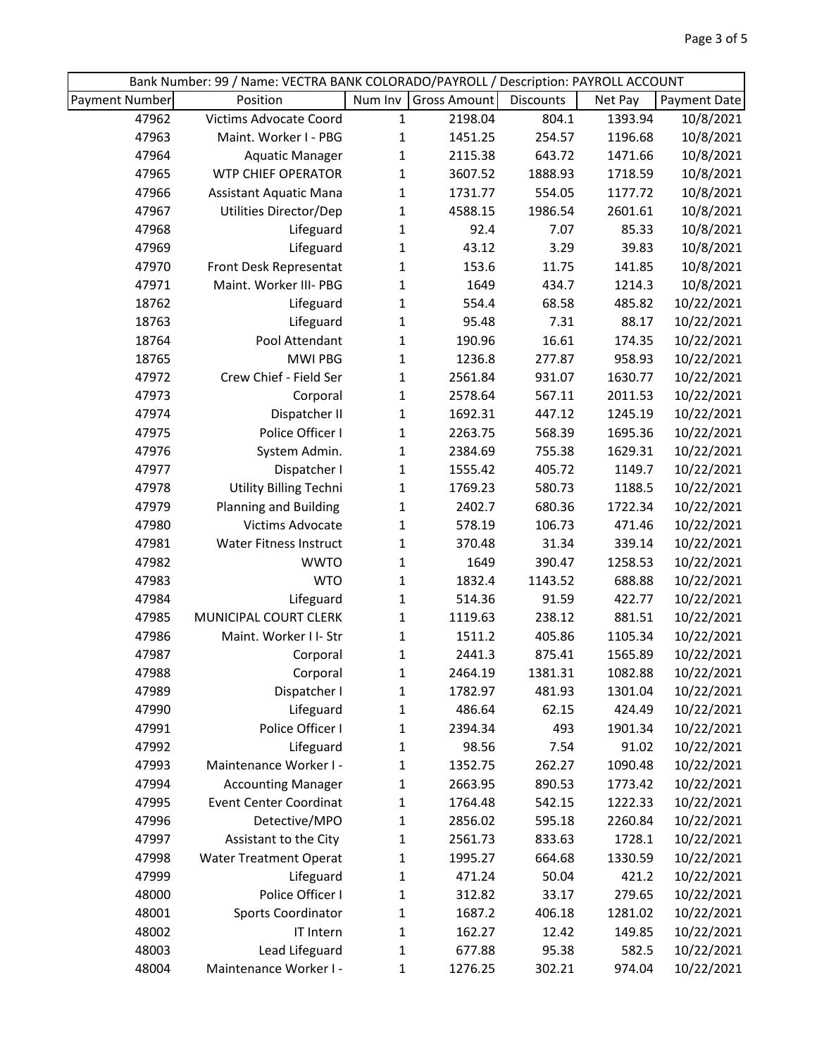| Bank Number: 99 / Name: VECTRA BANK COLORADO/PAYROLL / Description: PAYROLL ACCOUNT | | | | | | |
|---|---|---|---|---|---|---|
| Payment Number | Position | Num Inv | Gross Amount | Discounts | Net Pay | Payment Date |
| 47962 | Victims Advocate Coord | 1 | 2198.04 | 804.1 | 1393.94 | 10/8/2021 |
| 47963 | Maint. Worker I - PBG | 1 | 1451.25 | 254.57 | 1196.68 | 10/8/2021 |
| 47964 | Aquatic Manager | 1 | 2115.38 | 643.72 | 1471.66 | 10/8/2021 |
| 47965 | WTP CHIEF OPERATOR | 1 | 3607.52 | 1888.93 | 1718.59 | 10/8/2021 |
| 47966 | Assistant Aquatic Mana | 1 | 1731.77 | 554.05 | 1177.72 | 10/8/2021 |
| 47967 | Utilities Director/Dep | 1 | 4588.15 | 1986.54 | 2601.61 | 10/8/2021 |
| 47968 | Lifeguard | 1 | 92.4 | 7.07 | 85.33 | 10/8/2021 |
| 47969 | Lifeguard | 1 | 43.12 | 3.29 | 39.83 | 10/8/2021 |
| 47970 | Front Desk Representat | 1 | 153.6 | 11.75 | 141.85 | 10/8/2021 |
| 47971 | Maint. Worker III- PBG | 1 | 1649 | 434.7 | 1214.3 | 10/8/2021 |
| 18762 | Lifeguard | 1 | 554.4 | 68.58 | 485.82 | 10/22/2021 |
| 18763 | Lifeguard | 1 | 95.48 | 7.31 | 88.17 | 10/22/2021 |
| 18764 | Pool Attendant | 1 | 190.96 | 16.61 | 174.35 | 10/22/2021 |
| 18765 | MWI PBG | 1 | 1236.8 | 277.87 | 958.93 | 10/22/2021 |
| 47972 | Crew Chief - Field Ser | 1 | 2561.84 | 931.07 | 1630.77 | 10/22/2021 |
| 47973 | Corporal | 1 | 2578.64 | 567.11 | 2011.53 | 10/22/2021 |
| 47974 | Dispatcher II | 1 | 1692.31 | 447.12 | 1245.19 | 10/22/2021 |
| 47975 | Police Officer I | 1 | 2263.75 | 568.39 | 1695.36 | 10/22/2021 |
| 47976 | System Admin. | 1 | 2384.69 | 755.38 | 1629.31 | 10/22/2021 |
| 47977 | Dispatcher I | 1 | 1555.42 | 405.72 | 1149.7 | 10/22/2021 |
| 47978 | Utility Billing Techni | 1 | 1769.23 | 580.73 | 1188.5 | 10/22/2021 |
| 47979 | Planning and Building | 1 | 2402.7 | 680.36 | 1722.34 | 10/22/2021 |
| 47980 | Victims Advocate | 1 | 578.19 | 106.73 | 471.46 | 10/22/2021 |
| 47981 | Water Fitness Instruct | 1 | 370.48 | 31.34 | 339.14 | 10/22/2021 |
| 47982 | WWTO | 1 | 1649 | 390.47 | 1258.53 | 10/22/2021 |
| 47983 | WTO | 1 | 1832.4 | 1143.52 | 688.88 | 10/22/2021 |
| 47984 | Lifeguard | 1 | 514.36 | 91.59 | 422.77 | 10/22/2021 |
| 47985 | MUNICIPAL COURT CLERK | 1 | 1119.63 | 238.12 | 881.51 | 10/22/2021 |
| 47986 | Maint. Worker I I- Str | 1 | 1511.2 | 405.86 | 1105.34 | 10/22/2021 |
| 47987 | Corporal | 1 | 2441.3 | 875.41 | 1565.89 | 10/22/2021 |
| 47988 | Corporal | 1 | 2464.19 | 1381.31 | 1082.88 | 10/22/2021 |
| 47989 | Dispatcher I | 1 | 1782.97 | 481.93 | 1301.04 | 10/22/2021 |
| 47990 | Lifeguard | 1 | 486.64 | 62.15 | 424.49 | 10/22/2021 |
| 47991 | Police Officer I | 1 | 2394.34 | 493 | 1901.34 | 10/22/2021 |
| 47992 | Lifeguard | 1 | 98.56 | 7.54 | 91.02 | 10/22/2021 |
| 47993 | Maintenance Worker I - | 1 | 1352.75 | 262.27 | 1090.48 | 10/22/2021 |
| 47994 | Accounting Manager | 1 | 2663.95 | 890.53 | 1773.42 | 10/22/2021 |
| 47995 | Event Center Coordinat | 1 | 1764.48 | 542.15 | 1222.33 | 10/22/2021 |
| 47996 | Detective/MPO | 1 | 2856.02 | 595.18 | 2260.84 | 10/22/2021 |
| 47997 | Assistant to the City | 1 | 2561.73 | 833.63 | 1728.1 | 10/22/2021 |
| 47998 | Water Treatment Operat | 1 | 1995.27 | 664.68 | 1330.59 | 10/22/2021 |
| 47999 | Lifeguard | 1 | 471.24 | 50.04 | 421.2 | 10/22/2021 |
| 48000 | Police Officer I | 1 | 312.82 | 33.17 | 279.65 | 10/22/2021 |
| 48001 | Sports Coordinator | 1 | 1687.2 | 406.18 | 1281.02 | 10/22/2021 |
| 48002 | IT Intern | 1 | 162.27 | 12.42 | 149.85 | 10/22/2021 |
| 48003 | Lead Lifeguard | 1 | 677.88 | 95.38 | 582.5 | 10/22/2021 |
| 48004 | Maintenance Worker I - | 1 | 1276.25 | 302.21 | 974.04 | 10/22/2021 |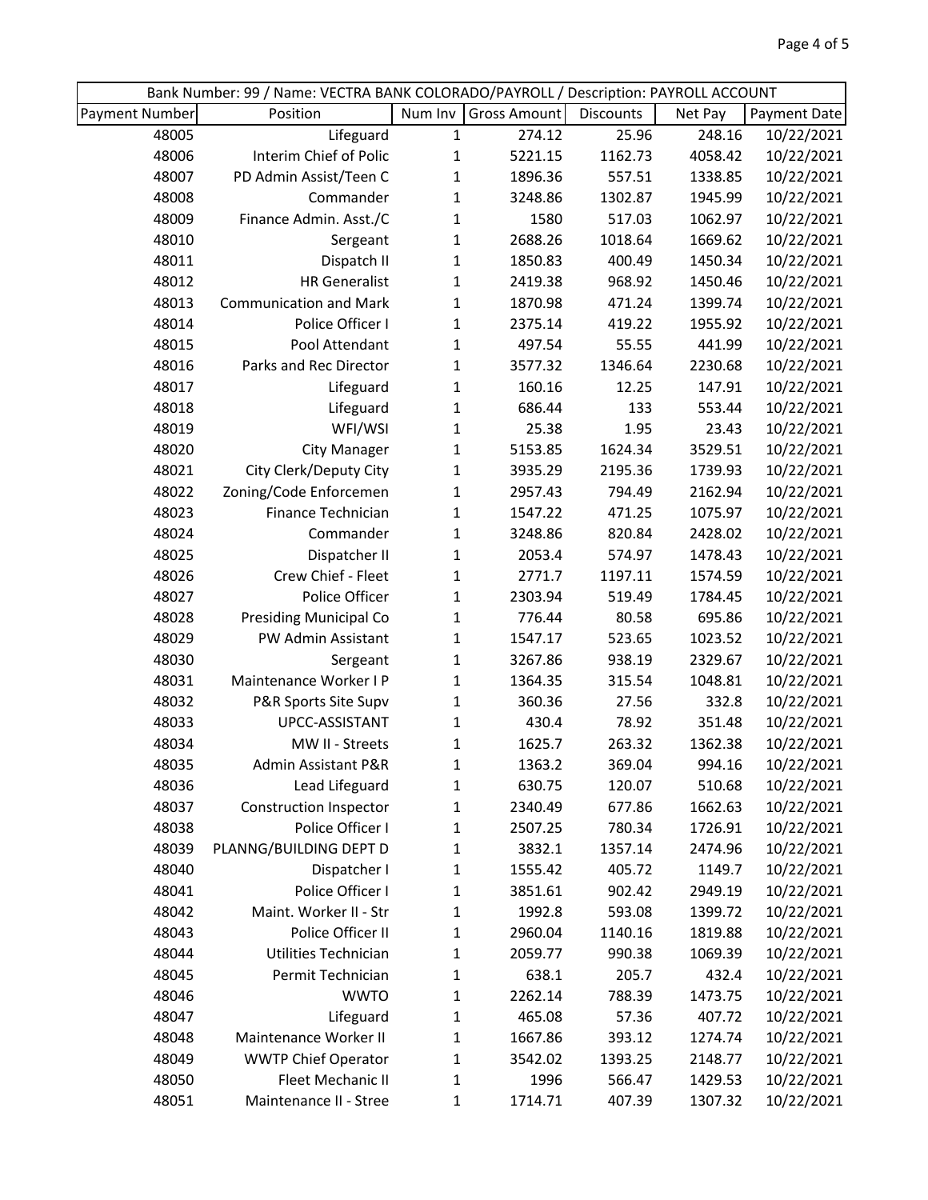| Bank Number: 99 / Name: VECTRA BANK COLORADO/PAYROLL / Description: PAYROLL ACCOUNT | | | | | | |
|---|---|---|---|---|---|---|
| Payment Number | Position | Num Inv | Gross Amount | Discounts | Net Pay | Payment Date |
| 48005 | Lifeguard | 1 | 274.12 | 25.96 | 248.16 | 10/22/2021 |
| 48006 | Interim Chief of Polic | 1 | 5221.15 | 1162.73 | 4058.42 | 10/22/2021 |
| 48007 | PD Admin Assist/Teen C | 1 | 1896.36 | 557.51 | 1338.85 | 10/22/2021 |
| 48008 | Commander | 1 | 3248.86 | 1302.87 | 1945.99 | 10/22/2021 |
| 48009 | Finance Admin. Asst./C | 1 | 1580 | 517.03 | 1062.97 | 10/22/2021 |
| 48010 | Sergeant | 1 | 2688.26 | 1018.64 | 1669.62 | 10/22/2021 |
| 48011 | Dispatch II | 1 | 1850.83 | 400.49 | 1450.34 | 10/22/2021 |
| 48012 | HR Generalist | 1 | 2419.38 | 968.92 | 1450.46 | 10/22/2021 |
| 48013 | Communication and Mark | 1 | 1870.98 | 471.24 | 1399.74 | 10/22/2021 |
| 48014 | Police Officer I | 1 | 2375.14 | 419.22 | 1955.92 | 10/22/2021 |
| 48015 | Pool Attendant | 1 | 497.54 | 55.55 | 441.99 | 10/22/2021 |
| 48016 | Parks and Rec Director | 1 | 3577.32 | 1346.64 | 2230.68 | 10/22/2021 |
| 48017 | Lifeguard | 1 | 160.16 | 12.25 | 147.91 | 10/22/2021 |
| 48018 | Lifeguard | 1 | 686.44 | 133 | 553.44 | 10/22/2021 |
| 48019 | WFI/WSI | 1 | 25.38 | 1.95 | 23.43 | 10/22/2021 |
| 48020 | City Manager | 1 | 5153.85 | 1624.34 | 3529.51 | 10/22/2021 |
| 48021 | City Clerk/Deputy City | 1 | 3935.29 | 2195.36 | 1739.93 | 10/22/2021 |
| 48022 | Zoning/Code Enforcemen | 1 | 2957.43 | 794.49 | 2162.94 | 10/22/2021 |
| 48023 | Finance Technician | 1 | 1547.22 | 471.25 | 1075.97 | 10/22/2021 |
| 48024 | Commander | 1 | 3248.86 | 820.84 | 2428.02 | 10/22/2021 |
| 48025 | Dispatcher II | 1 | 2053.4 | 574.97 | 1478.43 | 10/22/2021 |
| 48026 | Crew Chief - Fleet | 1 | 2771.7 | 1197.11 | 1574.59 | 10/22/2021 |
| 48027 | Police Officer | 1 | 2303.94 | 519.49 | 1784.45 | 10/22/2021 |
| 48028 | Presiding Municipal Co | 1 | 776.44 | 80.58 | 695.86 | 10/22/2021 |
| 48029 | PW Admin Assistant | 1 | 1547.17 | 523.65 | 1023.52 | 10/22/2021 |
| 48030 | Sergeant | 1 | 3267.86 | 938.19 | 2329.67 | 10/22/2021 |
| 48031 | Maintenance Worker I P | 1 | 1364.35 | 315.54 | 1048.81 | 10/22/2021 |
| 48032 | P&R Sports Site Supv | 1 | 360.36 | 27.56 | 332.8 | 10/22/2021 |
| 48033 | UPCC-ASSISTANT | 1 | 430.4 | 78.92 | 351.48 | 10/22/2021 |
| 48034 | MW II - Streets | 1 | 1625.7 | 263.32 | 1362.38 | 10/22/2021 |
| 48035 | Admin Assistant P&R | 1 | 1363.2 | 369.04 | 994.16 | 10/22/2021 |
| 48036 | Lead Lifeguard | 1 | 630.75 | 120.07 | 510.68 | 10/22/2021 |
| 48037 | Construction Inspector | 1 | 2340.49 | 677.86 | 1662.63 | 10/22/2021 |
| 48038 | Police Officer I | 1 | 2507.25 | 780.34 | 1726.91 | 10/22/2021 |
| 48039 | PLANNG/BUILDING DEPT D | 1 | 3832.1 | 1357.14 | 2474.96 | 10/22/2021 |
| 48040 | Dispatcher I | 1 | 1555.42 | 405.72 | 1149.7 | 10/22/2021 |
| 48041 | Police Officer I | 1 | 3851.61 | 902.42 | 2949.19 | 10/22/2021 |
| 48042 | Maint. Worker II - Str | 1 | 1992.8 | 593.08 | 1399.72 | 10/22/2021 |
| 48043 | Police Officer II | 1 | 2960.04 | 1140.16 | 1819.88 | 10/22/2021 |
| 48044 | Utilities Technician | 1 | 2059.77 | 990.38 | 1069.39 | 10/22/2021 |
| 48045 | Permit Technician | 1 | 638.1 | 205.7 | 432.4 | 10/22/2021 |
| 48046 | WWTO | 1 | 2262.14 | 788.39 | 1473.75 | 10/22/2021 |
| 48047 | Lifeguard | 1 | 465.08 | 57.36 | 407.72 | 10/22/2021 |
| 48048 | Maintenance Worker II | 1 | 1667.86 | 393.12 | 1274.74 | 10/22/2021 |
| 48049 | WWTP Chief Operator | 1 | 3542.02 | 1393.25 | 2148.77 | 10/22/2021 |
| 48050 | Fleet Mechanic II | 1 | 1996 | 566.47 | 1429.53 | 10/22/2021 |
| 48051 | Maintenance II - Stree | 1 | 1714.71 | 407.39 | 1307.32 | 10/22/2021 |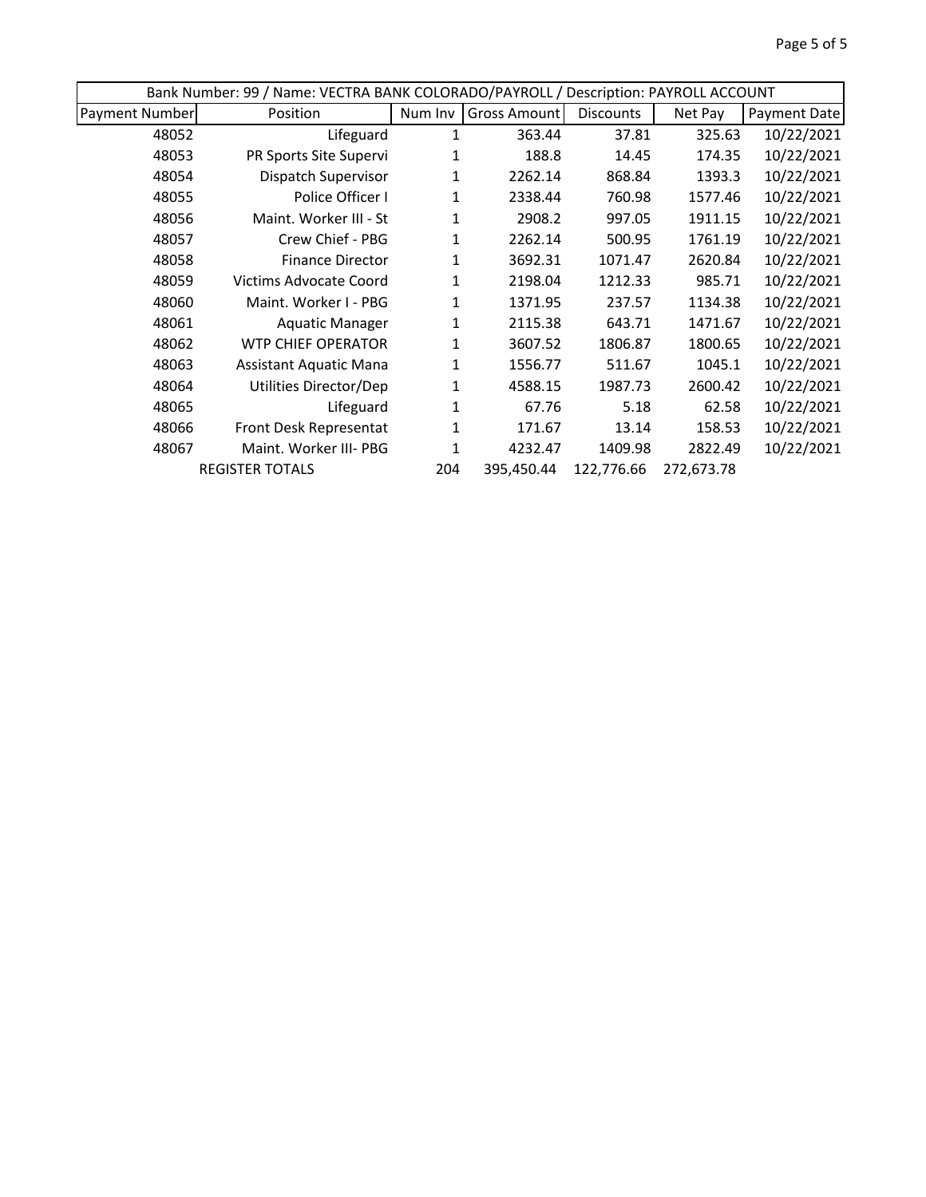| Bank Number: 99 / Name: VECTRA BANK COLORADO/PAYROLL / Description: PAYROLL ACCOUNT | | | | | | |
|---|---|---|---|---|---|---|
| Payment Number | Position | Num Inv | Gross Amount | Discounts | Net Pay | Payment Date |
| 48052 | Lifeguard | 1 | 363.44 | 37.81 | 325.63 | 10/22/2021 |
| 48053 | PR Sports Site Supervi | 1 | 188.8 | 14.45 | 174.35 | 10/22/2021 |
| 48054 | Dispatch Supervisor | 1 | 2262.14 | 868.84 | 1393.3 | 10/22/2021 |
| 48055 | Police Officer I | 1 | 2338.44 | 760.98 | 1577.46 | 10/22/2021 |
| 48056 | Maint. Worker III - St | 1 | 2908.2 | 997.05 | 1911.15 | 10/22/2021 |
| 48057 | Crew Chief - PBG | 1 | 2262.14 | 500.95 | 1761.19 | 10/22/2021 |
| 48058 | Finance Director | 1 | 3692.31 | 1071.47 | 2620.84 | 10/22/2021 |
| 48059 | Victims Advocate Coord | 1 | 2198.04 | 1212.33 | 985.71 | 10/22/2021 |
| 48060 | Maint. Worker I - PBG | 1 | 1371.95 | 237.57 | 1134.38 | 10/22/2021 |
| 48061 | Aquatic Manager | 1 | 2115.38 | 643.71 | 1471.67 | 10/22/2021 |
| 48062 | WTP CHIEF OPERATOR | 1 | 3607.52 | 1806.87 | 1800.65 | 10/22/2021 |
| 48063 | Assistant Aquatic Mana | 1 | 1556.77 | 511.67 | 1045.1 | 10/22/2021 |
| 48064 | Utilities Director/Dep | 1 | 4588.15 | 1987.73 | 2600.42 | 10/22/2021 |
| 48065 | Lifeguard | 1 | 67.76 | 5.18 | 62.58 | 10/22/2021 |
| 48066 | Front Desk Representat | 1 | 171.67 | 13.14 | 158.53 | 10/22/2021 |
| 48067 | Maint. Worker III- PBG | 1 | 4232.47 | 1409.98 | 2822.49 | 10/22/2021 |
| REGISTER TOTALS | | 204 | 395,450.44 | 122,776.66 | 272,673.78 | |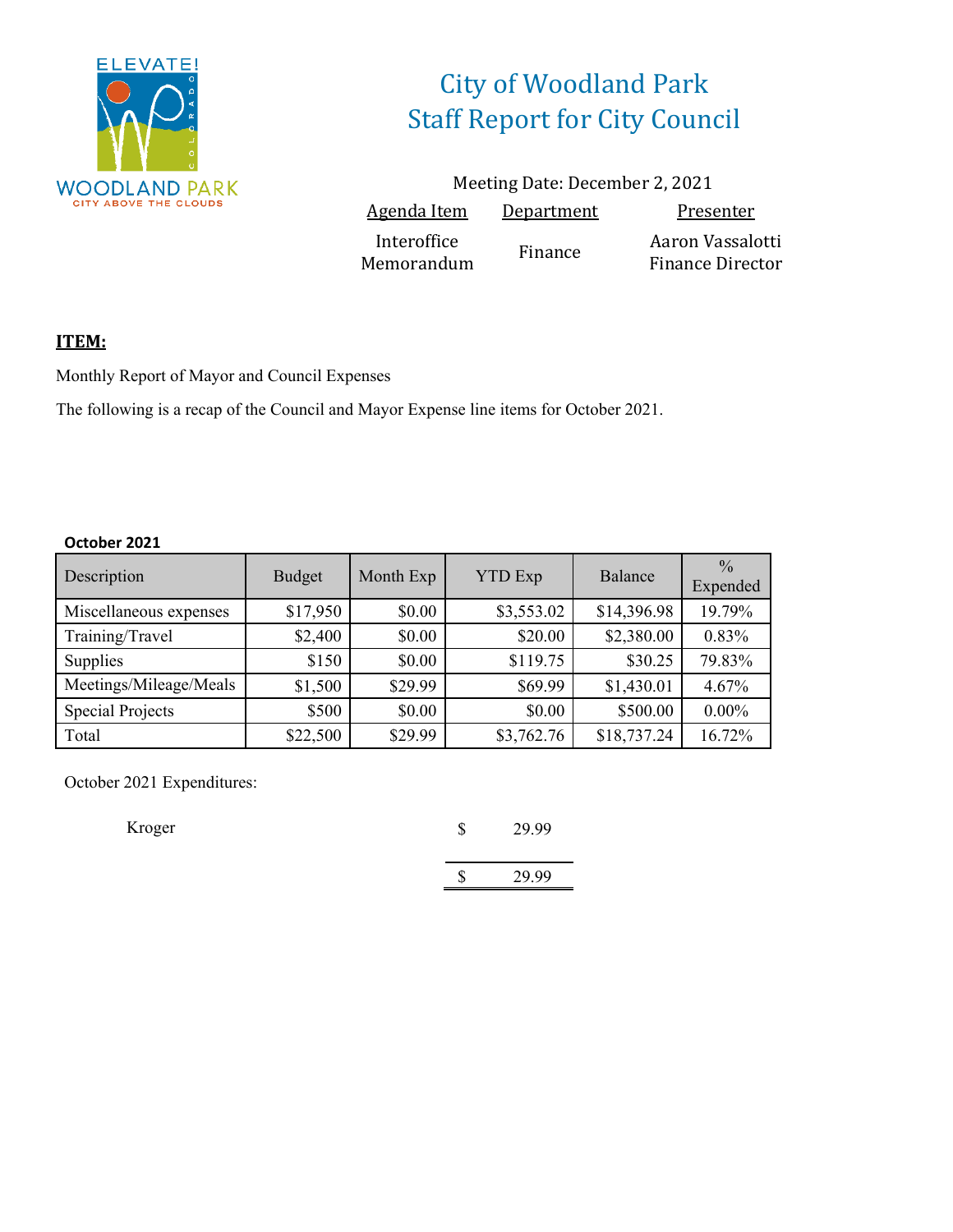ELEVATE!

WOODLAND PARK
CITY ABOVE THE CLOUDS

# City of Woodland Park
# Staff Report for City Council

Meeting Date: December 2, 2021

| Agenda Item | Department | Presenter |
|---|---|---|
| Interoffice Memorandum | Finance | Aaron Vassalotti Finance Director |

**ITEM:**

Monthly Report of Mayor and Council Expenses

The following is a recap of the Council and Mayor Expense line items for October 2021.

**October 2021**

| Description | Budget | Month Exp | YTD Exp | Balance | % Expended |
|---|---|---|---|---|---|
| Miscellaneous expenses | $17,950 | $0.00 | $3,553.02 | $14,396.98 | 19.79% |
| Training/Travel | $2,400 | $0.00 | $20.00 | $2,380.00 | 0.83% |
| Supplies | $150 | $0.00 | $119.75 | $30.25 | 79.83% |
| Meetings/Mileage/Meals | $1,500 | $29.99 | $69.99 | $1,430.01 | 4.67% |
| Special Projects | $500 | $0.00 | $0.00 | $500.00 | 0.00% |
| Total | $22,500 | $29.99 | $3,762.76 | $18,737.24 | 16.72% |

October 2021 Expenditures:

| | |
|---|---|
| Kroger | $ 29.99 |
| | $ 29.99 |